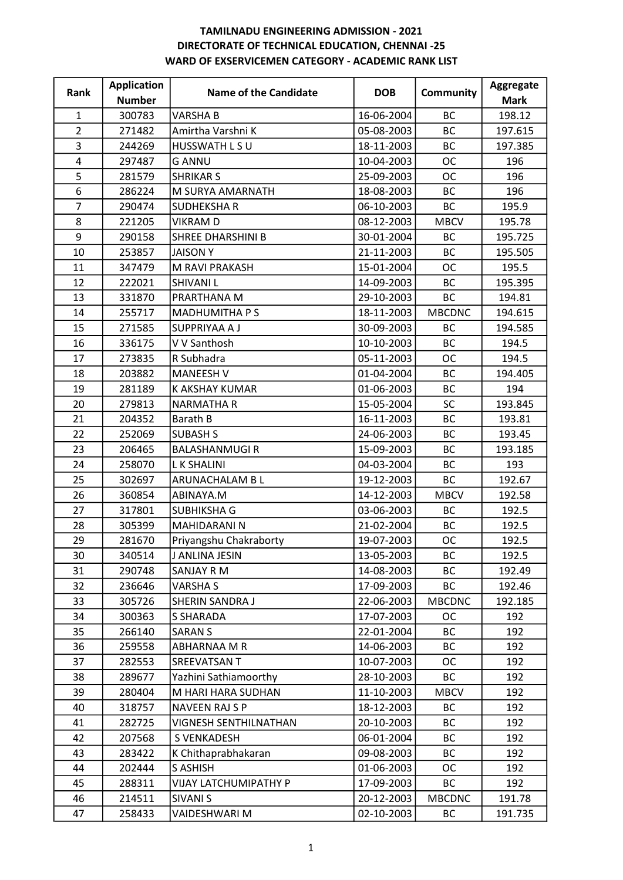# TAMILNADU ENGINEERING ADMISSION - 2021
## DIRECTORATE OF TECHNICAL EDUCATION, CHENNAI -25
## WARD OF EXSERVICEMEN CATEGORY - ACADEMIC RANK LIST

| Rank | Application Number | Name of the Candidate | DOB | Community | Aggregate Mark |
|---|---|---|---|---|---|
| 1 | 300783 | VARSHA B | 16-06-2004 | BC | 198.12 |
| 2 | 271482 | Amirtha Varshni K | 05-08-2003 | BC | 197.615 |
| 3 | 244269 | HUSSWATH L S U | 18-11-2003 | BC | 197.385 |
| 4 | 297487 | G ANNU | 10-04-2003 | OC | 196 |
| 5 | 281579 | SHRIKAR S | 25-09-2003 | OC | 196 |
| 6 | 286224 | M SURYA AMARNATH | 18-08-2003 | BC | 196 |
| 7 | 290474 | SUDHEKSHA R | 06-10-2003 | BC | 195.9 |
| 8 | 221205 | VIKRAM D | 08-12-2003 | MBCV | 195.78 |
| 9 | 290158 | SHREE DHARSHINI B | 30-01-2004 | BC | 195.725 |
| 10 | 253857 | JAISON Y | 21-11-2003 | BC | 195.505 |
| 11 | 347479 | M RAVI PRAKASH | 15-01-2004 | OC | 195.5 |
| 12 | 222021 | SHIVANI L | 14-09-2003 | BC | 195.395 |
| 13 | 331870 | PRARTHANA M | 29-10-2003 | BC | 194.81 |
| 14 | 255717 | MADHUMITHA P S | 18-11-2003 | MBCDNC | 194.615 |
| 15 | 271585 | SUPPRIYAA A J | 30-09-2003 | BC | 194.585 |
| 16 | 336175 | V V Santhosh | 10-10-2003 | BC | 194.5 |
| 17 | 273835 | R Subhadra | 05-11-2003 | OC | 194.5 |
| 18 | 203882 | MANEESH V | 01-04-2004 | BC | 194.405 |
| 19 | 281189 | K AKSHAY KUMAR | 01-06-2003 | BC | 194 |
| 20 | 279813 | NARMATHA R | 15-05-2004 | SC | 193.845 |
| 21 | 204352 | Barath B | 16-11-2003 | BC | 193.81 |
| 22 | 252069 | SUBASH S | 24-06-2003 | BC | 193.45 |
| 23 | 206465 | BALASHANMUGI R | 15-09-2003 | BC | 193.185 |
| 24 | 258070 | L K SHALINI | 04-03-2004 | BC | 193 |
| 25 | 302697 | ARUNACHALAM B L | 19-12-2003 | BC | 192.67 |
| 26 | 360854 | ABINAYA.M | 14-12-2003 | MBCV | 192.58 |
| 27 | 317801 | SUBHIKSHA G | 03-06-2003 | BC | 192.5 |
| 28 | 305399 | MAHIDARANI N | 21-02-2004 | BC | 192.5 |
| 29 | 281670 | Priyangshu Chakraborty | 19-07-2003 | OC | 192.5 |
| 30 | 340514 | J ANLINA JESIN | 13-05-2003 | BC | 192.5 |
| 31 | 290748 | SANJAY R M | 14-08-2003 | BC | 192.49 |
| 32 | 236646 | VARSHA S | 17-09-2003 | BC | 192.46 |
| 33 | 305726 | SHERIN SANDRA J | 22-06-2003 | MBCDNC | 192.185 |
| 34 | 300363 | S SHARADA | 17-07-2003 | OC | 192 |
| 35 | 266140 | SARAN S | 22-01-2004 | BC | 192 |
| 36 | 259558 | ABHARNAA M R | 14-06-2003 | BC | 192 |
| 37 | 282553 | SREEVATSAN T | 10-07-2003 | OC | 192 |
| 38 | 289677 | Yazhini Sathiamoorthy | 28-10-2003 | BC | 192 |
| 39 | 280404 | M HARI HARA SUDHAN | 11-10-2003 | MBCV | 192 |
| 40 | 318757 | NAVEEN RAJ S P | 18-12-2003 | BC | 192 |
| 41 | 282725 | VIGNESH SENTHILNATHAN | 20-10-2003 | BC | 192 |
| 42 | 207568 | S VENKADESH | 06-01-2004 | BC | 192 |
| 43 | 283422 | K Chithaprabhakaran | 09-08-2003 | BC | 192 |
| 44 | 202444 | S ASHISH | 01-06-2003 | OC | 192 |
| 45 | 288311 | VIJAY LATCHUMIPATHY P | 17-09-2003 | BC | 192 |
| 46 | 214511 | SIVANI S | 20-12-2003 | MBCDNC | 191.78 |
| 47 | 258433 | VAIDESHWARI M | 02-10-2003 | BC | 191.735 |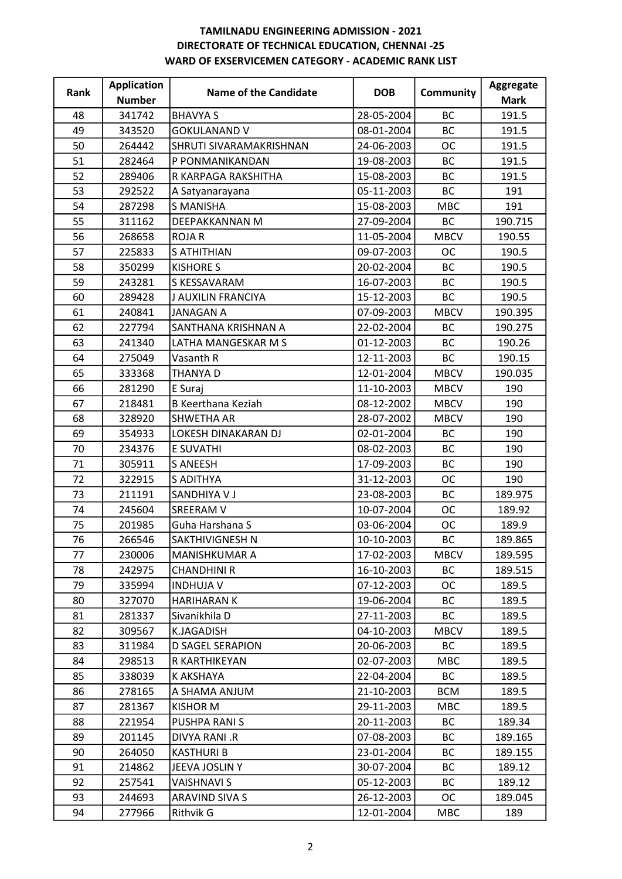**TAMILNADU ENGINEERING ADMISSION - 2021**
**DIRECTORATE OF TECHNICAL EDUCATION, CHENNAI -25**
**WARD OF EXSERVICEMEN CATEGORY - ACADEMIC RANK LIST**

| Rank | Application Number | Name of the Candidate | DOB | Community | Aggregate Mark |
|---|---|---|---|---|---|
| 48 | 341742 | BHAVYA S | 28-05-2004 | BC | 191.5 |
| 49 | 343520 | GOKULANAND V | 08-01-2004 | BC | 191.5 |
| 50 | 264442 | SHRUTI SIVARAMAKRISHNAN | 24-06-2003 | OC | 191.5 |
| 51 | 282464 | P PONMANIKANDAN | 19-08-2003 | BC | 191.5 |
| 52 | 289406 | R KARPAGA RAKSHITHA | 15-08-2003 | BC | 191.5 |
| 53 | 292522 | A Satyanarayana | 05-11-2003 | BC | 191 |
| 54 | 287298 | S MANISHA | 15-08-2003 | MBC | 191 |
| 55 | 311162 | DEEPAKKANNAN M | 27-09-2004 | BC | 190.715 |
| 56 | 268658 | ROJA R | 11-05-2004 | MBCV | 190.55 |
| 57 | 225833 | S ATHITHIAN | 09-07-2003 | OC | 190.5 |
| 58 | 350299 | KISHORE S | 20-02-2004 | BC | 190.5 |
| 59 | 243281 | S KESSAVARAM | 16-07-2003 | BC | 190.5 |
| 60 | 289428 | J AUXILIN FRANCIYA | 15-12-2003 | BC | 190.5 |
| 61 | 240841 | JANAGAN A | 07-09-2003 | MBCV | 190.395 |
| 62 | 227794 | SANTHANA KRISHNAN A | 22-02-2004 | BC | 190.275 |
| 63 | 241340 | LATHA MANGESKAR M S | 01-12-2003 | BC | 190.26 |
| 64 | 275049 | Vasanth R | 12-11-2003 | BC | 190.15 |
| 65 | 333368 | THANYA D | 12-01-2004 | MBCV | 190.035 |
| 66 | 281290 | E Suraj | 11-10-2003 | MBCV | 190 |
| 67 | 218481 | B Keerthana Keziah | 08-12-2002 | MBCV | 190 |
| 68 | 328920 | SHWETHA AR | 28-07-2002 | MBCV | 190 |
| 69 | 354933 | LOKESH DINAKARAN DJ | 02-01-2004 | BC | 190 |
| 70 | 234376 | E SUVATHI | 08-02-2003 | BC | 190 |
| 71 | 305911 | S ANEESH | 17-09-2003 | BC | 190 |
| 72 | 322915 | S ADITHYA | 31-12-2003 | OC | 190 |
| 73 | 211191 | SANDHIYA V J | 23-08-2003 | BC | 189.975 |
| 74 | 245604 | SREERAM V | 10-07-2004 | OC | 189.92 |
| 75 | 201985 | Guha Harshana S | 03-06-2004 | OC | 189.9 |
| 76 | 266546 | SAKTHIVIGNESH N | 10-10-2003 | BC | 189.865 |
| 77 | 230006 | MANISHKUMAR A | 17-02-2003 | MBCV | 189.595 |
| 78 | 242975 | CHANDHINI R | 16-10-2003 | BC | 189.515 |
| 79 | 335994 | INDHUJA V | 07-12-2003 | OC | 189.5 |
| 80 | 327070 | HARIHARAN K | 19-06-2004 | BC | 189.5 |
| 81 | 281337 | Sivanikhila D | 27-11-2003 | BC | 189.5 |
| 82 | 309567 | K.JAGADISH | 04-10-2003 | MBCV | 189.5 |
| 83 | 311984 | D SAGEL SERAPION | 20-06-2003 | BC | 189.5 |
| 84 | 298513 | R KARTHIKEYAN | 02-07-2003 | MBC | 189.5 |
| 85 | 338039 | K AKSHAYA | 22-04-2004 | BC | 189.5 |
| 86 | 278165 | A SHAMA ANJUM | 21-10-2003 | BCM | 189.5 |
| 87 | 281367 | KISHOR M | 29-11-2003 | MBC | 189.5 |
| 88 | 221954 | PUSHPA RANI S | 20-11-2003 | BC | 189.34 |
| 89 | 201145 | DIVYA RANI .R | 07-08-2003 | BC | 189.165 |
| 90 | 264050 | KASTHURI B | 23-01-2004 | BC | 189.155 |
| 91 | 214862 | JEEVA JOSLIN Y | 30-07-2004 | BC | 189.12 |
| 92 | 257541 | VAISHNAVI S | 05-12-2003 | BC | 189.12 |
| 93 | 244693 | ARAVIND SIVA S | 26-12-2003 | OC | 189.045 |
| 94 | 277966 | Rithvik G | 12-01-2004 | MBC | 189 |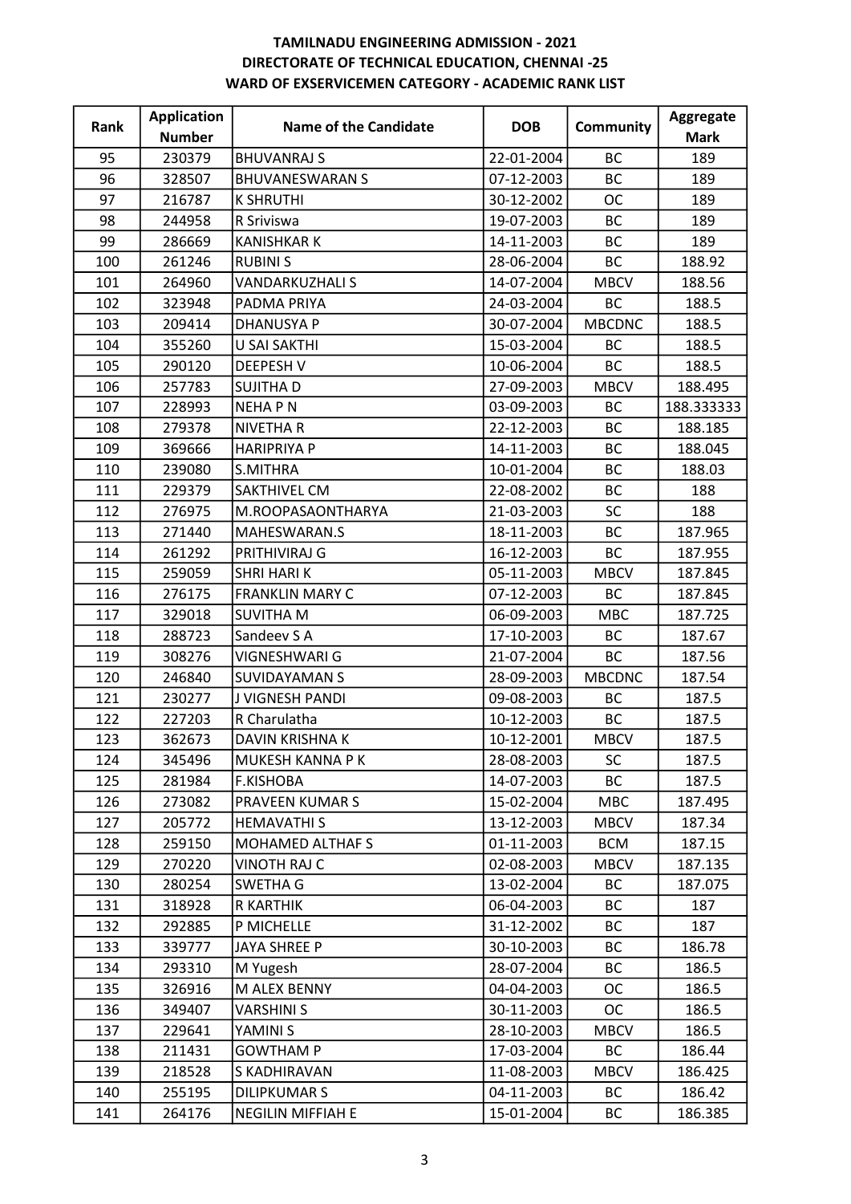**TAMILNADU ENGINEERING ADMISSION - 2021**
**DIRECTORATE OF TECHNICAL EDUCATION, CHENNAI -25**
**WARD OF EXSERVICEMEN CATEGORY - ACADEMIC RANK LIST**

| Rank | Application Number | Name of the Candidate | DOB | Community | Aggregate Mark |
|---|---|---|---|---|---|
| 95 | 230379 | BHUVANRAJ S | 22-01-2004 | BC | 189 |
| 96 | 328507 | BHUVANESWARAN S | 07-12-2003 | BC | 189 |
| 97 | 216787 | K SHRUTHI | 30-12-2002 | OC | 189 |
| 98 | 244958 | R Sriviswa | 19-07-2003 | BC | 189 |
| 99 | 286669 | KANISHKAR K | 14-11-2003 | BC | 189 |
| 100 | 261246 | RUBINI S | 28-06-2004 | BC | 188.92 |
| 101 | 264960 | VANDARKUZHALI S | 14-07-2004 | MBCV | 188.56 |
| 102 | 323948 | PADMA PRIYA | 24-03-2004 | BC | 188.5 |
| 103 | 209414 | DHANUSYA P | 30-07-2004 | MBCDNC | 188.5 |
| 104 | 355260 | U SAI SAKTHI | 15-03-2004 | BC | 188.5 |
| 105 | 290120 | DEEPESH V | 10-06-2004 | BC | 188.5 |
| 106 | 257783 | SUJITHA D | 27-09-2003 | MBCV | 188.495 |
| 107 | 228993 | NEHA P N | 03-09-2003 | BC | 188.333333 |
| 108 | 279378 | NIVETHA R | 22-12-2003 | BC | 188.185 |
| 109 | 369666 | HARIPRIYA P | 14-11-2003 | BC | 188.045 |
| 110 | 239080 | S.MITHRA | 10-01-2004 | BC | 188.03 |
| 111 | 229379 | SAKTHIVEL CM | 22-08-2002 | BC | 188 |
| 112 | 276975 | M.ROOPASAONTHARYA | 21-03-2003 | SC | 188 |
| 113 | 271440 | MAHESWARAN.S | 18-11-2003 | BC | 187.965 |
| 114 | 261292 | PRITHIVIRAJ G | 16-12-2003 | BC | 187.955 |
| 115 | 259059 | SHRI HARI K | 05-11-2003 | MBCV | 187.845 |
| 116 | 276175 | FRANKLIN MARY C | 07-12-2003 | BC | 187.845 |
| 117 | 329018 | SUVITHA M | 06-09-2003 | MBC | 187.725 |
| 118 | 288723 | Sandeev S A | 17-10-2003 | BC | 187.67 |
| 119 | 308276 | VIGNESHWARI G | 21-07-2004 | BC | 187.56 |
| 120 | 246840 | SUVIDAYAMAN S | 28-09-2003 | MBCDNC | 187.54 |
| 121 | 230277 | J VIGNESH PANDI | 09-08-2003 | BC | 187.5 |
| 122 | 227203 | R Charulatha | 10-12-2003 | BC | 187.5 |
| 123 | 362673 | DAVIN KRISHNA K | 10-12-2001 | MBCV | 187.5 |
| 124 | 345496 | MUKESH KANNA P K | 28-08-2003 | SC | 187.5 |
| 125 | 281984 | F.KISHOBA | 14-07-2003 | BC | 187.5 |
| 126 | 273082 | PRAVEEN KUMAR S | 15-02-2004 | MBC | 187.495 |
| 127 | 205772 | HEMAVATHI S | 13-12-2003 | MBCV | 187.34 |
| 128 | 259150 | MOHAMED ALTHAF S | 01-11-2003 | BCM | 187.15 |
| 129 | 270220 | VINOTH RAJ C | 02-08-2003 | MBCV | 187.135 |
| 130 | 280254 | SWETHA G | 13-02-2004 | BC | 187.075 |
| 131 | 318928 | R KARTHIK | 06-04-2003 | BC | 187 |
| 132 | 292885 | P MICHELLE | 31-12-2002 | BC | 187 |
| 133 | 339777 | JAYA SHREE P | 30-10-2003 | BC | 186.78 |
| 134 | 293310 | M Yugesh | 28-07-2004 | BC | 186.5 |
| 135 | 326916 | M ALEX BENNY | 04-04-2003 | OC | 186.5 |
| 136 | 349407 | VARSHINI S | 30-11-2003 | OC | 186.5 |
| 137 | 229641 | YAMINI S | 28-10-2003 | MBCV | 186.5 |
| 138 | 211431 | GOWTHAM P | 17-03-2004 | BC | 186.44 |
| 139 | 218528 | S KADHIRAVAN | 11-08-2003 | MBCV | 186.425 |
| 140 | 255195 | DILIPKUMAR S | 04-11-2003 | BC | 186.42 |
| 141 | 264176 | NEGILIN MIFFIAH E | 15-01-2004 | BC | 186.385 |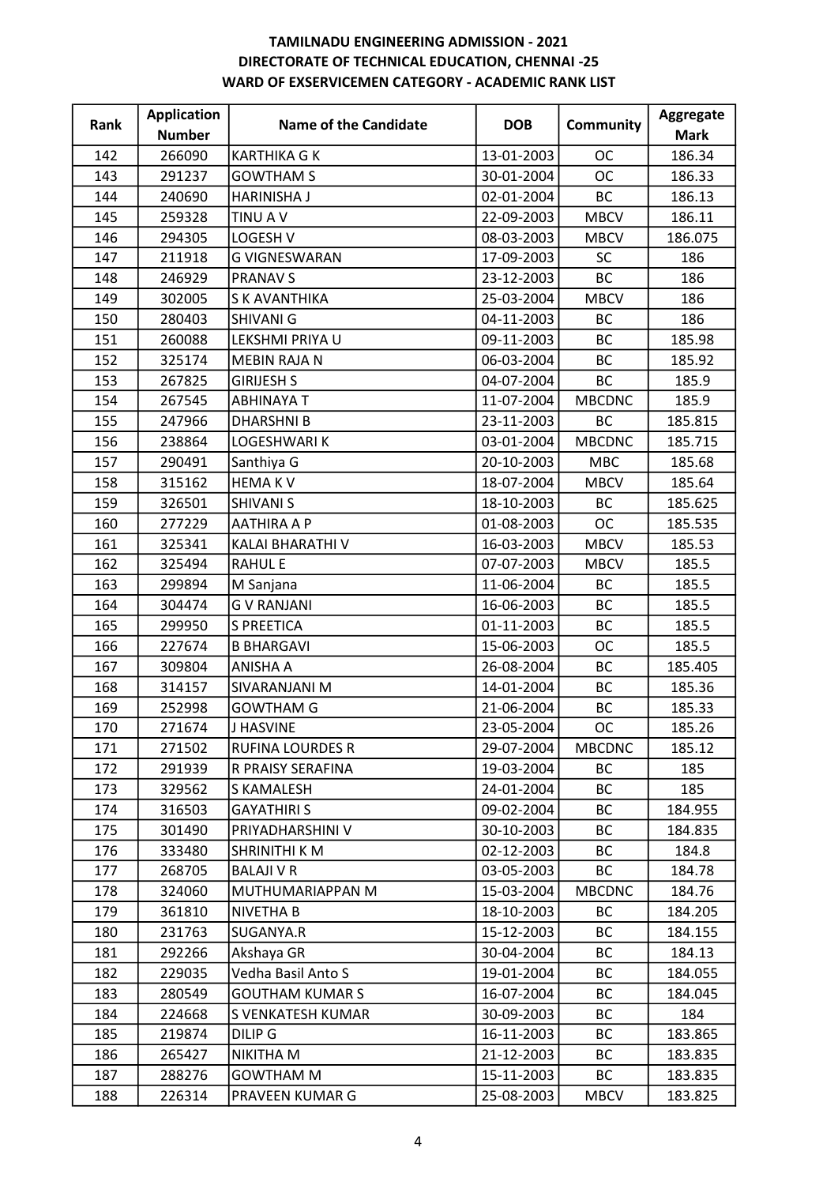# TAMILNADU ENGINEERING ADMISSION - 2021
## DIRECTORATE OF TECHNICAL EDUCATION, CHENNAI -25
### WARD OF EXSERVICEMEN CATEGORY - ACADEMIC RANK LIST

| Rank | Application Number | Name of the Candidate | DOB | Community | Aggregate Mark |
|---|---|---|---|---|---|
| 142 | 266090 | KARTHIKA G K | 13-01-2003 | OC | 186.34 |
| 143 | 291237 | GOWTHAM S | 30-01-2004 | OC | 186.33 |
| 144 | 240690 | HARINISHA J | 02-01-2004 | BC | 186.13 |
| 145 | 259328 | TINU A V | 22-09-2003 | MBCV | 186.11 |
| 146 | 294305 | LOGESH V | 08-03-2003 | MBCV | 186.075 |
| 147 | 211918 | G VIGNESWARAN | 17-09-2003 | SC | 186 |
| 148 | 246929 | PRANAV S | 23-12-2003 | BC | 186 |
| 149 | 302005 | S K AVANTHIKA | 25-03-2004 | MBCV | 186 |
| 150 | 280403 | SHIVANI G | 04-11-2003 | BC | 186 |
| 151 | 260088 | LEKSHMI PRIYA U | 09-11-2003 | BC | 185.98 |
| 152 | 325174 | MEBIN RAJA N | 06-03-2004 | BC | 185.92 |
| 153 | 267825 | GIRIJESH S | 04-07-2004 | BC | 185.9 |
| 154 | 267545 | ABHINAYA T | 11-07-2004 | MBCDNC | 185.9 |
| 155 | 247966 | DHARSHNI B | 23-11-2003 | BC | 185.815 |
| 156 | 238864 | LOGESHWARI K | 03-01-2004 | MBCDNC | 185.715 |
| 157 | 290491 | Santhiya G | 20-10-2003 | MBC | 185.68 |
| 158 | 315162 | HEMA K V | 18-07-2004 | MBCV | 185.64 |
| 159 | 326501 | SHIVANI S | 18-10-2003 | BC | 185.625 |
| 160 | 277229 | AATHIRA A P | 01-08-2003 | OC | 185.535 |
| 161 | 325341 | KALAI BHARATHI V | 16-03-2003 | MBCV | 185.53 |
| 162 | 325494 | RAHUL E | 07-07-2003 | MBCV | 185.5 |
| 163 | 299894 | M Sanjana | 11-06-2004 | BC | 185.5 |
| 164 | 304474 | G V RANJANI | 16-06-2003 | BC | 185.5 |
| 165 | 299950 | S PREETICA | 01-11-2003 | BC | 185.5 |
| 166 | 227674 | B BHARGAVI | 15-06-2003 | OC | 185.5 |
| 167 | 309804 | ANISHA A | 26-08-2004 | BC | 185.405 |
| 168 | 314157 | SIVARANJANI M | 14-01-2004 | BC | 185.36 |
| 169 | 252998 | GOWTHAM G | 21-06-2004 | BC | 185.33 |
| 170 | 271674 | J HASVINE | 23-05-2004 | OC | 185.26 |
| 171 | 271502 | RUFINA LOURDES R | 29-07-2004 | MBCDNC | 185.12 |
| 172 | 291939 | R PRAISY SERAFINA | 19-03-2004 | BC | 185 |
| 173 | 329562 | S KAMALESH | 24-01-2004 | BC | 185 |
| 174 | 316503 | GAYATHIRI S | 09-02-2004 | BC | 184.955 |
| 175 | 301490 | PRIYADHARSHINI V | 30-10-2003 | BC | 184.835 |
| 176 | 333480 | SHRINITHI K M | 02-12-2003 | BC | 184.8 |
| 177 | 268705 | BALAJI V R | 03-05-2003 | BC | 184.78 |
| 178 | 324060 | MUTHUMARIAPPAN M | 15-03-2004 | MBCDNC | 184.76 |
| 179 | 361810 | NIVETHA B | 18-10-2003 | BC | 184.205 |
| 180 | 231763 | SUGANYA.R | 15-12-2003 | BC | 184.155 |
| 181 | 292266 | Akshaya GR | 30-04-2004 | BC | 184.13 |
| 182 | 229035 | Vedha Basil Anto S | 19-01-2004 | BC | 184.055 |
| 183 | 280549 | GOUTHAM KUMAR S | 16-07-2004 | BC | 184.045 |
| 184 | 224668 | S VENKATESH KUMAR | 30-09-2003 | BC | 184 |
| 185 | 219874 | DILIP G | 16-11-2003 | BC | 183.865 |
| 186 | 265427 | NIKITHA M | 21-12-2003 | BC | 183.835 |
| 187 | 288276 | GOWTHAM M | 15-11-2003 | BC | 183.835 |
| 188 | 226314 | PRAVEEN KUMAR G | 25-08-2003 | MBCV | 183.825 |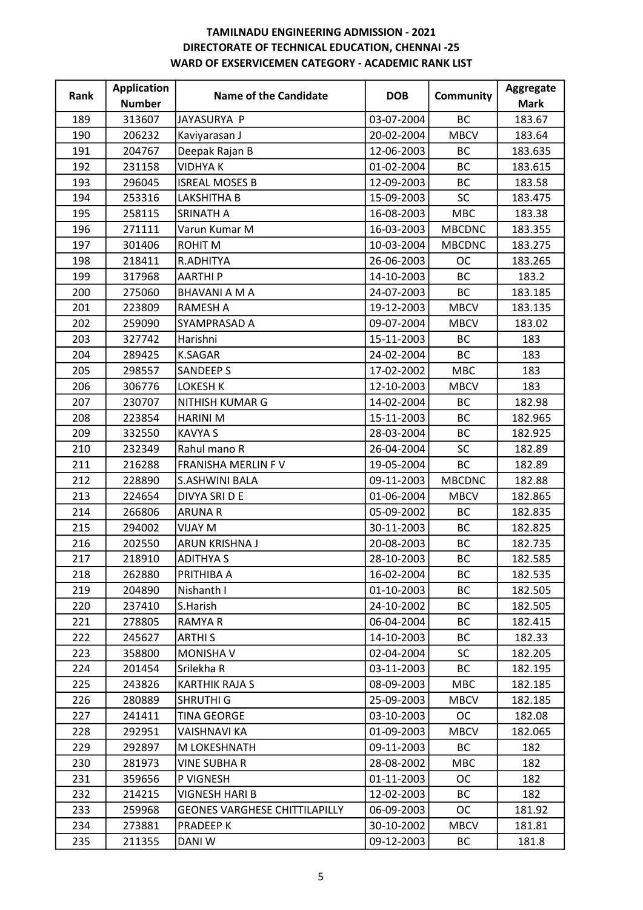**TAMILNADU ENGINEERING ADMISSION - 2021**
**DIRECTORATE OF TECHNICAL EDUCATION, CHENNAI -25**
**WARD OF EXSERVICEMEN CATEGORY - ACADEMIC RANK LIST**

| Rank | Application Number | Name of the Candidate | DOB | Community | Aggregate Mark |
|---|---|---|---|---|---|
| 189 | 313607 | JAYASURYA P | 03-07-2004 | BC | 183.67 |
| 190 | 206232 | Kaviyarasan J | 20-02-2004 | MBCV | 183.64 |
| 191 | 204767 | Deepak Rajan B | 12-06-2003 | BC | 183.635 |
| 192 | 231158 | VIDHYA K | 01-02-2004 | BC | 183.615 |
| 193 | 296045 | ISREAL MOSES B | 12-09-2003 | BC | 183.58 |
| 194 | 253316 | LAKSHITHA B | 15-09-2003 | SC | 183.475 |
| 195 | 258115 | SRINATH A | 16-08-2003 | MBC | 183.38 |
| 196 | 271111 | Varun Kumar M | 16-03-2003 | MBCDNC | 183.355 |
| 197 | 301406 | ROHIT M | 10-03-2004 | MBCDNC | 183.275 |
| 198 | 218411 | R.ADHITYA | 26-06-2003 | OC | 183.265 |
| 199 | 317968 | AARTHI P | 14-10-2003 | BC | 183.2 |
| 200 | 275060 | BHAVANI A M A | 24-07-2003 | BC | 183.185 |
| 201 | 223809 | RAMESH A | 19-12-2003 | MBCV | 183.135 |
| 202 | 259090 | SYAMPRASAD A | 09-07-2004 | MBCV | 183.02 |
| 203 | 327742 | Harishni | 15-11-2003 | BC | 183 |
| 204 | 289425 | K.SAGAR | 24-02-2004 | BC | 183 |
| 205 | 298557 | SANDEEP S | 17-02-2002 | MBC | 183 |
| 206 | 306776 | LOKESH K | 12-10-2003 | MBCV | 183 |
| 207 | 230707 | NITHISH KUMAR G | 14-02-2004 | BC | 182.98 |
| 208 | 223854 | HARINI M | 15-11-2003 | BC | 182.965 |
| 209 | 332550 | KAVYA S | 28-03-2004 | BC | 182.925 |
| 210 | 232349 | Rahul mano R | 26-04-2004 | SC | 182.89 |
| 211 | 216288 | FRANISHA MERLIN F V | 19-05-2004 | BC | 182.89 |
| 212 | 228890 | S.ASHWINI BALA | 09-11-2003 | MBCDNC | 182.88 |
| 213 | 224654 | DIVYA SRI D E | 01-06-2004 | MBCV | 182.865 |
| 214 | 266806 | ARUNA R | 05-09-2002 | BC | 182.835 |
| 215 | 294002 | VIJAY M | 30-11-2003 | BC | 182.825 |
| 216 | 202550 | ARUN KRISHNA J | 20-08-2003 | BC | 182.735 |
| 217 | 218910 | ADITHYA S | 28-10-2003 | BC | 182.585 |
| 218 | 262880 | PRITHIBA A | 16-02-2004 | BC | 182.535 |
| 219 | 204890 | Nishanth I | 01-10-2003 | BC | 182.505 |
| 220 | 237410 | S.Harish | 24-10-2002 | BC | 182.505 |
| 221 | 278805 | RAMYA R | 06-04-2004 | BC | 182.415 |
| 222 | 245627 | ARTHI S | 14-10-2003 | BC | 182.33 |
| 223 | 358800 | MONISHA V | 02-04-2004 | SC | 182.205 |
| 224 | 201454 | Srilekha R | 03-11-2003 | BC | 182.195 |
| 225 | 243826 | KARTHIK RAJA S | 08-09-2003 | MBC | 182.185 |
| 226 | 280889 | SHRUTHI G | 25-09-2003 | MBCV | 182.185 |
| 227 | 241411 | TINA GEORGE | 03-10-2003 | OC | 182.08 |
| 228 | 292951 | VAISHNAVI KA | 01-09-2003 | MBCV | 182.065 |
| 229 | 292897 | M LOKESHNATH | 09-11-2003 | BC | 182 |
| 230 | 281973 | VINE SUBHA R | 28-08-2002 | MBC | 182 |
| 231 | 359656 | P VIGNESH | 01-11-2003 | OC | 182 |
| 232 | 214215 | VIGNESH HARI B | 12-02-2003 | BC | 182 |
| 233 | 259968 | GEONES VARGHESE CHITTILAPILLY | 06-09-2003 | OC | 181.92 |
| 234 | 273881 | PRADEEP K | 30-10-2002 | MBCV | 181.81 |
| 235 | 211355 | DANI W | 09-12-2003 | BC | 181.8 |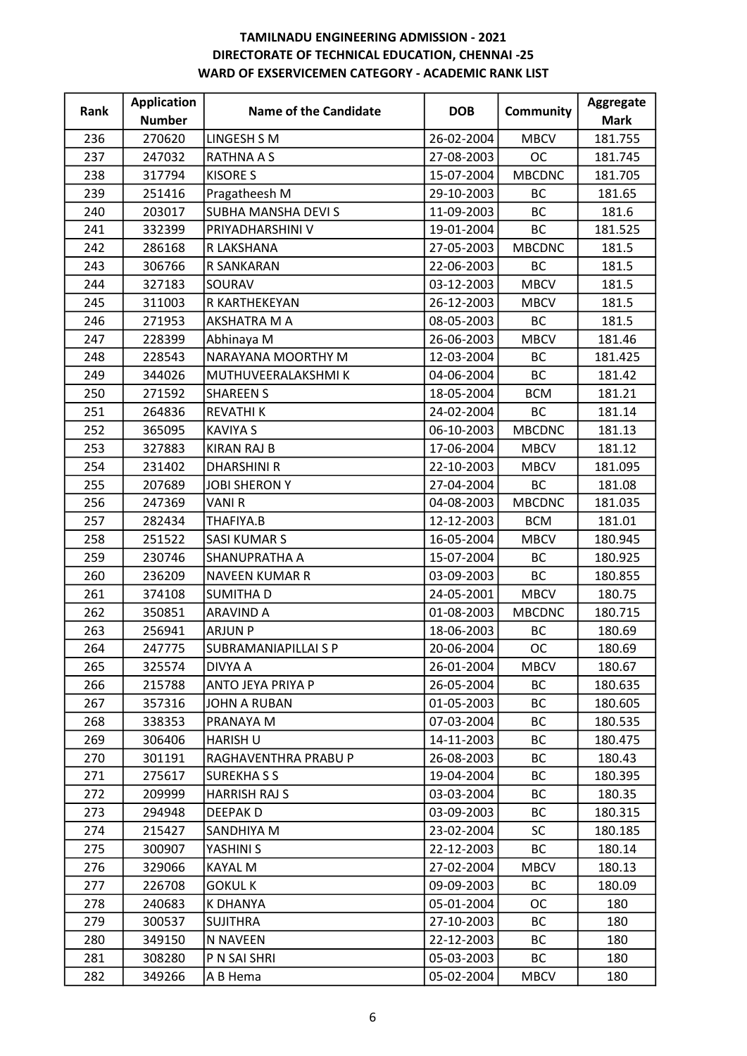**TAMILNADU ENGINEERING ADMISSION - 2021**
**DIRECTORATE OF TECHNICAL EDUCATION, CHENNAI -25**
**WARD OF EXSERVICEMEN CATEGORY - ACADEMIC RANK LIST**

| Rank | Application Number | Name of the Candidate | DOB | Community | Aggregate Mark |
|---|---|---|---|---|---|
| 236 | 270620 | LINGESH S M | 26-02-2004 | MBCV | 181.755 |
| 237 | 247032 | RATHNA A S | 27-08-2003 | OC | 181.745 |
| 238 | 317794 | KISORE S | 15-07-2004 | MBCDNC | 181.705 |
| 239 | 251416 | Pragatheesh M | 29-10-2003 | BC | 181.65 |
| 240 | 203017 | SUBHA MANSHA DEVI S | 11-09-2003 | BC | 181.6 |
| 241 | 332399 | PRIYADHARSHINI V | 19-01-2004 | BC | 181.525 |
| 242 | 286168 | R LAKSHANA | 27-05-2003 | MBCDNC | 181.5 |
| 243 | 306766 | R SANKARAN | 22-06-2003 | BC | 181.5 |
| 244 | 327183 | SOURAV | 03-12-2003 | MBCV | 181.5 |
| 245 | 311003 | R KARTHEKEYAN | 26-12-2003 | MBCV | 181.5 |
| 246 | 271953 | AKSHATRA M A | 08-05-2003 | BC | 181.5 |
| 247 | 228399 | Abhinaya M | 26-06-2003 | MBCV | 181.46 |
| 248 | 228543 | NARAYANA MOORTHY M | 12-03-2004 | BC | 181.425 |
| 249 | 344026 | MUTHUVEERALAKSHMI K | 04-06-2004 | BC | 181.42 |
| 250 | 271592 | SHAREEN S | 18-05-2004 | BCM | 181.21 |
| 251 | 264836 | REVATHI K | 24-02-2004 | BC | 181.14 |
| 252 | 365095 | KAVIYA S | 06-10-2003 | MBCDNC | 181.13 |
| 253 | 327883 | KIRAN RAJ B | 17-06-2004 | MBCV | 181.12 |
| 254 | 231402 | DHARSHINI R | 22-10-2003 | MBCV | 181.095 |
| 255 | 207689 | JOBI SHERON Y | 27-04-2004 | BC | 181.08 |
| 256 | 247369 | VANI R | 04-08-2003 | MBCDNC | 181.035 |
| 257 | 282434 | THAFIYA.B | 12-12-2003 | BCM | 181.01 |
| 258 | 251522 | SASI KUMAR S | 16-05-2004 | MBCV | 180.945 |
| 259 | 230746 | SHANUPRATHA A | 15-07-2004 | BC | 180.925 |
| 260 | 236209 | NAVEEN KUMAR R | 03-09-2003 | BC | 180.855 |
| 261 | 374108 | SUMITHA D | 24-05-2001 | MBCV | 180.75 |
| 262 | 350851 | ARAVIND A | 01-08-2003 | MBCDNC | 180.715 |
| 263 | 256941 | ARJUN P | 18-06-2003 | BC | 180.69 |
| 264 | 247775 | SUBRAMANIAPILLAI S P | 20-06-2004 | OC | 180.69 |
| 265 | 325574 | DIVYA A | 26-01-2004 | MBCV | 180.67 |
| 266 | 215788 | ANTO JEYA PRIYA P | 26-05-2004 | BC | 180.635 |
| 267 | 357316 | JOHN A RUBAN | 01-05-2003 | BC | 180.605 |
| 268 | 338353 | PRANAYA M | 07-03-2004 | BC | 180.535 |
| 269 | 306406 | HARISH U | 14-11-2003 | BC | 180.475 |
| 270 | 301191 | RAGHAVENTHRA PRABU P | 26-08-2003 | BC | 180.43 |
| 271 | 275617 | SUREKHA S S | 19-04-2004 | BC | 180.395 |
| 272 | 209999 | HARRISH RAJ S | 03-03-2004 | BC | 180.35 |
| 273 | 294948 | DEEPAK D | 03-09-2003 | BC | 180.315 |
| 274 | 215427 | SANDHIYA M | 23-02-2004 | SC | 180.185 |
| 275 | 300907 | YASHINI S | 22-12-2003 | BC | 180.14 |
| 276 | 329066 | KAYAL M | 27-02-2004 | MBCV | 180.13 |
| 277 | 226708 | GOKUL K | 09-09-2003 | BC | 180.09 |
| 278 | 240683 | K DHANYA | 05-01-2004 | OC | 180 |
| 279 | 300537 | SUJITHRA | 27-10-2003 | BC | 180 |
| 280 | 349150 | N NAVEEN | 22-12-2003 | BC | 180 |
| 281 | 308280 | P N SAI SHRI | 05-03-2003 | BC | 180 |
| 282 | 349266 | A B Hema | 05-02-2004 | MBCV | 180 |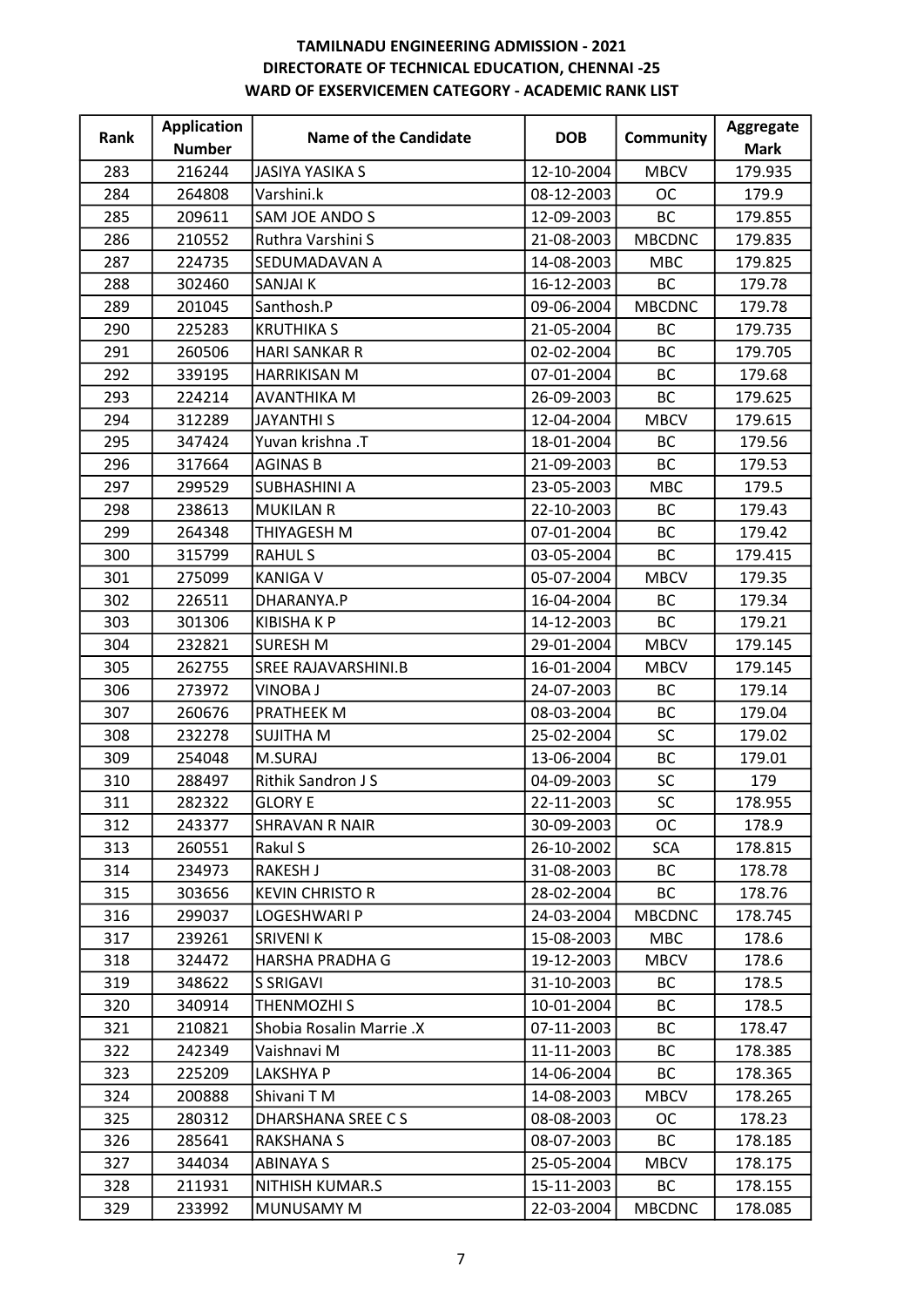# TAMILNADU ENGINEERING ADMISSION - 2021
## DIRECTORATE OF TECHNICAL EDUCATION, CHENNAI -25
### WARD OF EXSERVICEMEN CATEGORY - ACADEMIC RANK LIST

| Rank | Application Number | Name of the Candidate | DOB | Community | Aggregate Mark |
|---|---|---|---|---|---|
| 283 | 216244 | JASIYA YASIKA S | 12-10-2004 | MBCV | 179.935 |
| 284 | 264808 | Varshini.k | 08-12-2003 | OC | 179.9 |
| 285 | 209611 | SAM JOE ANDO S | 12-09-2003 | BC | 179.855 |
| 286 | 210552 | Ruthra Varshini S | 21-08-2003 | MBCDNC | 179.835 |
| 287 | 224735 | SEDUMADAVAN A | 14-08-2003 | MBC | 179.825 |
| 288 | 302460 | SANJAI K | 16-12-2003 | BC | 179.78 |
| 289 | 201045 | Santhosh.P | 09-06-2004 | MBCDNC | 179.78 |
| 290 | 225283 | KRUTHIKA S | 21-05-2004 | BC | 179.735 |
| 291 | 260506 | HARI SANKAR R | 02-02-2004 | BC | 179.705 |
| 292 | 339195 | HARRIKISAN M | 07-01-2004 | BC | 179.68 |
| 293 | 224214 | AVANTHIKA M | 26-09-2003 | BC | 179.625 |
| 294 | 312289 | JAYANTHI S | 12-04-2004 | MBCV | 179.615 |
| 295 | 347424 | Yuvan krishna .T | 18-01-2004 | BC | 179.56 |
| 296 | 317664 | AGINAS B | 21-09-2003 | BC | 179.53 |
| 297 | 299529 | SUBHASHINI A | 23-05-2003 | MBC | 179.5 |
| 298 | 238613 | MUKILAN R | 22-10-2003 | BC | 179.43 |
| 299 | 264348 | THIYAGESH M | 07-01-2004 | BC | 179.42 |
| 300 | 315799 | RAHUL S | 03-05-2004 | BC | 179.415 |
| 301 | 275099 | KANIGA V | 05-07-2004 | MBCV | 179.35 |
| 302 | 226511 | DHARANYA.P | 16-04-2004 | BC | 179.34 |
| 303 | 301306 | KIBISHA K P | 14-12-2003 | BC | 179.21 |
| 304 | 232821 | SURESH M | 29-01-2004 | MBCV | 179.145 |
| 305 | 262755 | SREE RAJAVARSHINI.B | 16-01-2004 | MBCV | 179.145 |
| 306 | 273972 | VINOBA J | 24-07-2003 | BC | 179.14 |
| 307 | 260676 | PRATHEEK M | 08-03-2004 | BC | 179.04 |
| 308 | 232278 | SUJITHA M | 25-02-2004 | SC | 179.02 |
| 309 | 254048 | M.SURAJ | 13-06-2004 | BC | 179.01 |
| 310 | 288497 | Rithik Sandron J S | 04-09-2003 | SC | 179 |
| 311 | 282322 | GLORY E | 22-11-2003 | SC | 178.955 |
| 312 | 243377 | SHRAVAN R NAIR | 30-09-2003 | OC | 178.9 |
| 313 | 260551 | Rakul S | 26-10-2002 | SCA | 178.815 |
| 314 | 234973 | RAKESH J | 31-08-2003 | BC | 178.78 |
| 315 | 303656 | KEVIN CHRISTO R | 28-02-2004 | BC | 178.76 |
| 316 | 299037 | LOGESHWARI P | 24-03-2004 | MBCDNC | 178.745 |
| 317 | 239261 | SRIVENI K | 15-08-2003 | MBC | 178.6 |
| 318 | 324472 | HARSHA PRADHA G | 19-12-2003 | MBCV | 178.6 |
| 319 | 348622 | S SRIGAVI | 31-10-2003 | BC | 178.5 |
| 320 | 340914 | THENMOZHI S | 10-01-2004 | BC | 178.5 |
| 321 | 210821 | Shobia Rosalin Marrie .X | 07-11-2003 | BC | 178.47 |
| 322 | 242349 | Vaishnavi M | 11-11-2003 | BC | 178.385 |
| 323 | 225209 | LAKSHYA P | 14-06-2004 | BC | 178.365 |
| 324 | 200888 | Shivani T M | 14-08-2003 | MBCV | 178.265 |
| 325 | 280312 | DHARSHANA SREE C S | 08-08-2003 | OC | 178.23 |
| 326 | 285641 | RAKSHANA S | 08-07-2003 | BC | 178.185 |
| 327 | 344034 | ABINAYA S | 25-05-2004 | MBCV | 178.175 |
| 328 | 211931 | NITHISH KUMAR.S | 15-11-2003 | BC | 178.155 |
| 329 | 233992 | MUNUSAMY M | 22-03-2004 | MBCDNC | 178.085 |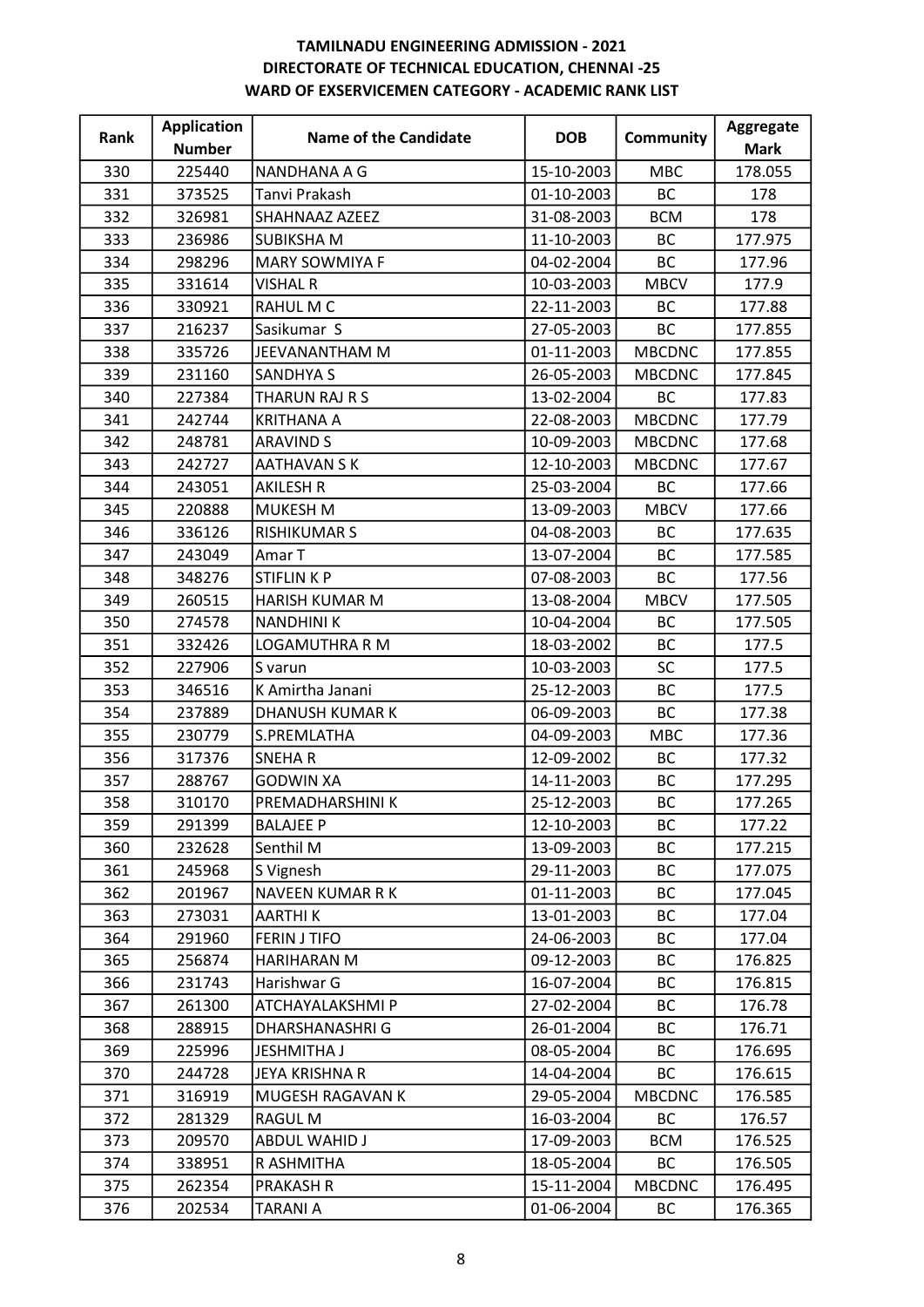# TAMILNADU ENGINEERING ADMISSION - 2021
## DIRECTORATE OF TECHNICAL EDUCATION, CHENNAI -25
### WARD OF EXSERVICEMEN CATEGORY - ACADEMIC RANK LIST

| Rank | Application Number | Name of the Candidate | DOB | Community | Aggregate Mark |
|---|---|---|---|---|---|
| 330 | 225440 | NANDHANA A G | 15-10-2003 | MBC | 178.055 |
| 331 | 373525 | Tanvi Prakash | 01-10-2003 | BC | 178 |
| 332 | 326981 | SHAHNAAZ AZEEZ | 31-08-2003 | BCM | 178 |
| 333 | 236986 | SUBIKSHA M | 11-10-2003 | BC | 177.975 |
| 334 | 298296 | MARY SOWMIYA F | 04-02-2004 | BC | 177.96 |
| 335 | 331614 | VISHAL R | 10-03-2003 | MBCV | 177.9 |
| 336 | 330921 | RAHUL M C | 22-11-2003 | BC | 177.88 |
| 337 | 216237 | Sasikumar S | 27-05-2003 | BC | 177.855 |
| 338 | 335726 | JEEVANANTHAM M | 01-11-2003 | MBCDNC | 177.855 |
| 339 | 231160 | SANDHYA S | 26-05-2003 | MBCDNC | 177.845 |
| 340 | 227384 | THARUN RAJ R S | 13-02-2004 | BC | 177.83 |
| 341 | 242744 | KRITHANA A | 22-08-2003 | MBCDNC | 177.79 |
| 342 | 248781 | ARAVIND S | 10-09-2003 | MBCDNC | 177.68 |
| 343 | 242727 | AATHAVAN S K | 12-10-2003 | MBCDNC | 177.67 |
| 344 | 243051 | AKILESH R | 25-03-2004 | BC | 177.66 |
| 345 | 220888 | MUKESH M | 13-09-2003 | MBCV | 177.66 |
| 346 | 336126 | RISHIKUMAR S | 04-08-2003 | BC | 177.635 |
| 347 | 243049 | Amar T | 13-07-2004 | BC | 177.585 |
| 348 | 348276 | STIFLIN K P | 07-08-2003 | BC | 177.56 |
| 349 | 260515 | HARISH KUMAR M | 13-08-2004 | MBCV | 177.505 |
| 350 | 274578 | NANDHINI K | 10-04-2004 | BC | 177.505 |
| 351 | 332426 | LOGAMUTHRA R M | 18-03-2002 | BC | 177.5 |
| 352 | 227906 | S varun | 10-03-2003 | SC | 177.5 |
| 353 | 346516 | K Amirtha Janani | 25-12-2003 | BC | 177.5 |
| 354 | 237889 | DHANUSH KUMAR K | 06-09-2003 | BC | 177.38 |
| 355 | 230779 | S.PREMLATHA | 04-09-2003 | MBC | 177.36 |
| 356 | 317376 | SNEHA R | 12-09-2002 | BC | 177.32 |
| 357 | 288767 | GODWIN XA | 14-11-2003 | BC | 177.295 |
| 358 | 310170 | PREMADHARSHINI K | 25-12-2003 | BC | 177.265 |
| 359 | 291399 | BALAJEE P | 12-10-2003 | BC | 177.22 |
| 360 | 232628 | Senthil M | 13-09-2003 | BC | 177.215 |
| 361 | 245968 | S Vignesh | 29-11-2003 | BC | 177.075 |
| 362 | 201967 | NAVEEN KUMAR R K | 01-11-2003 | BC | 177.045 |
| 363 | 273031 | AARTHI K | 13-01-2003 | BC | 177.04 |
| 364 | 291960 | FERIN J TIFO | 24-06-2003 | BC | 177.04 |
| 365 | 256874 | HARIHARAN M | 09-12-2003 | BC | 176.825 |
| 366 | 231743 | Harishwar G | 16-07-2004 | BC | 176.815 |
| 367 | 261300 | ATCHAYALAKSHMI P | 27-02-2004 | BC | 176.78 |
| 368 | 288915 | DHARSHANASHRI G | 26-01-2004 | BC | 176.71 |
| 369 | 225996 | JESHMITHA J | 08-05-2004 | BC | 176.695 |
| 370 | 244728 | JEYA KRISHNA R | 14-04-2004 | BC | 176.615 |
| 371 | 316919 | MUGESH RAGAVAN K | 29-05-2004 | MBCDNC | 176.585 |
| 372 | 281329 | RAGUL M | 16-03-2004 | BC | 176.57 |
| 373 | 209570 | ABDUL WAHID J | 17-09-2003 | BCM | 176.525 |
| 374 | 338951 | R ASHMITHA | 18-05-2004 | BC | 176.505 |
| 375 | 262354 | PRAKASH R | 15-11-2004 | MBCDNC | 176.495 |
| 376 | 202534 | TARANI A | 01-06-2004 | BC | 176.365 |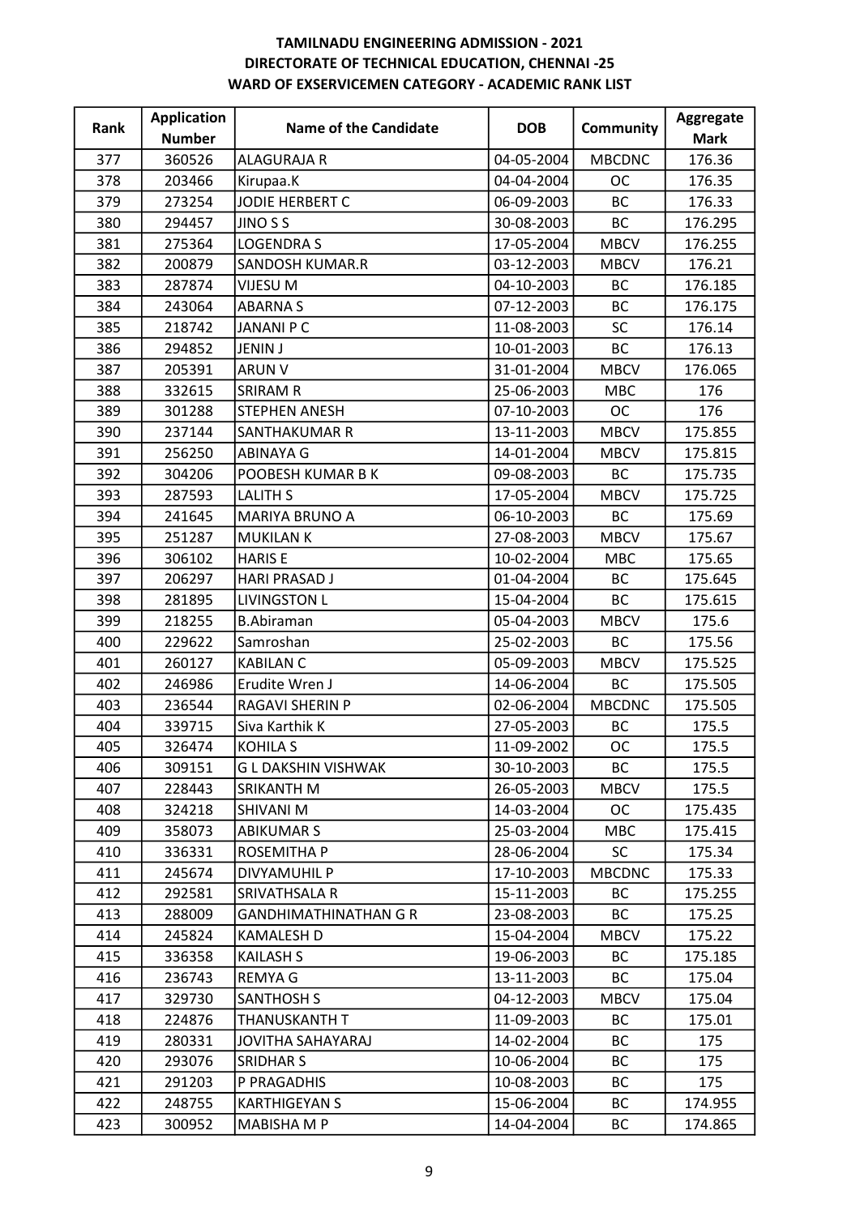**TAMILNADU ENGINEERING ADMISSION - 2021**
**DIRECTORATE OF TECHNICAL EDUCATION, CHENNAI -25**
**WARD OF EXSERVICEMEN CATEGORY - ACADEMIC RANK LIST**

| Rank | Application Number | Name of the Candidate | DOB | Community | Aggregate Mark |
|---|---|---|---|---|---|
| 377 | 360526 | ALAGURAJA R | 04-05-2004 | MBCDNC | 176.36 |
| 378 | 203466 | Kirupaa.K | 04-04-2004 | OC | 176.35 |
| 379 | 273254 | JODIE HERBERT C | 06-09-2003 | BC | 176.33 |
| 380 | 294457 | JINO S S | 30-08-2003 | BC | 176.295 |
| 381 | 275364 | LOGENDRA S | 17-05-2004 | MBCV | 176.255 |
| 382 | 200879 | SANDOSH KUMAR.R | 03-12-2003 | MBCV | 176.21 |
| 383 | 287874 | VIJESU M | 04-10-2003 | BC | 176.185 |
| 384 | 243064 | ABARNA S | 07-12-2003 | BC | 176.175 |
| 385 | 218742 | JANANI P C | 11-08-2003 | SC | 176.14 |
| 386 | 294852 | JENIN J | 10-01-2003 | BC | 176.13 |
| 387 | 205391 | ARUN V | 31-01-2004 | MBCV | 176.065 |
| 388 | 332615 | SRIRAM R | 25-06-2003 | MBC | 176 |
| 389 | 301288 | STEPHEN ANESH | 07-10-2003 | OC | 176 |
| 390 | 237144 | SANTHAKUMAR R | 13-11-2003 | MBCV | 175.855 |
| 391 | 256250 | ABINAYA G | 14-01-2004 | MBCV | 175.815 |
| 392 | 304206 | POOBESH KUMAR B K | 09-08-2003 | BC | 175.735 |
| 393 | 287593 | LALITH S | 17-05-2004 | MBCV | 175.725 |
| 394 | 241645 | MARIYA BRUNO A | 06-10-2003 | BC | 175.69 |
| 395 | 251287 | MUKILAN K | 27-08-2003 | MBCV | 175.67 |
| 396 | 306102 | HARIS E | 10-02-2004 | MBC | 175.65 |
| 397 | 206297 | HARI PRASAD J | 01-04-2004 | BC | 175.645 |
| 398 | 281895 | LIVINGSTON L | 15-04-2004 | BC | 175.615 |
| 399 | 218255 | B.Abiraman | 05-04-2003 | MBCV | 175.6 |
| 400 | 229622 | Samroshan | 25-02-2003 | BC | 175.56 |
| 401 | 260127 | KABILAN C | 05-09-2003 | MBCV | 175.525 |
| 402 | 246986 | Erudite Wren J | 14-06-2004 | BC | 175.505 |
| 403 | 236544 | RAGAVI SHERIN P | 02-06-2004 | MBCDNC | 175.505 |
| 404 | 339715 | Siva Karthik K | 27-05-2003 | BC | 175.5 |
| 405 | 326474 | KOHILA S | 11-09-2002 | OC | 175.5 |
| 406 | 309151 | G L DAKSHIN VISHWAK | 30-10-2003 | BC | 175.5 |
| 407 | 228443 | SRIKANTH M | 26-05-2003 | MBCV | 175.5 |
| 408 | 324218 | SHIVANI M | 14-03-2004 | OC | 175.435 |
| 409 | 358073 | ABIKUMAR S | 25-03-2004 | MBC | 175.415 |
| 410 | 336331 | ROSEMITHA P | 28-06-2004 | SC | 175.34 |
| 411 | 245674 | DIVYAMUHIL P | 17-10-2003 | MBCDNC | 175.33 |
| 412 | 292581 | SRIVATHSALA R | 15-11-2003 | BC | 175.255 |
| 413 | 288009 | GANDHIMATHINATHAN G R | 23-08-2003 | BC | 175.25 |
| 414 | 245824 | KAMALESH D | 15-04-2004 | MBCV | 175.22 |
| 415 | 336358 | KAILASH S | 19-06-2003 | BC | 175.185 |
| 416 | 236743 | REMYA G | 13-11-2003 | BC | 175.04 |
| 417 | 329730 | SANTHOSH S | 04-12-2003 | MBCV | 175.04 |
| 418 | 224876 | THANUSKANTH T | 11-09-2003 | BC | 175.01 |
| 419 | 280331 | JOVITHA SAHAYARAJ | 14-02-2004 | BC | 175 |
| 420 | 293076 | SRIDHAR S | 10-06-2004 | BC | 175 |
| 421 | 291203 | P PRAGADHIS | 10-08-2003 | BC | 175 |
| 422 | 248755 | KARTHIGEYAN S | 15-06-2004 | BC | 174.955 |
| 423 | 300952 | MABISHA M P | 14-04-2004 | BC | 174.865 |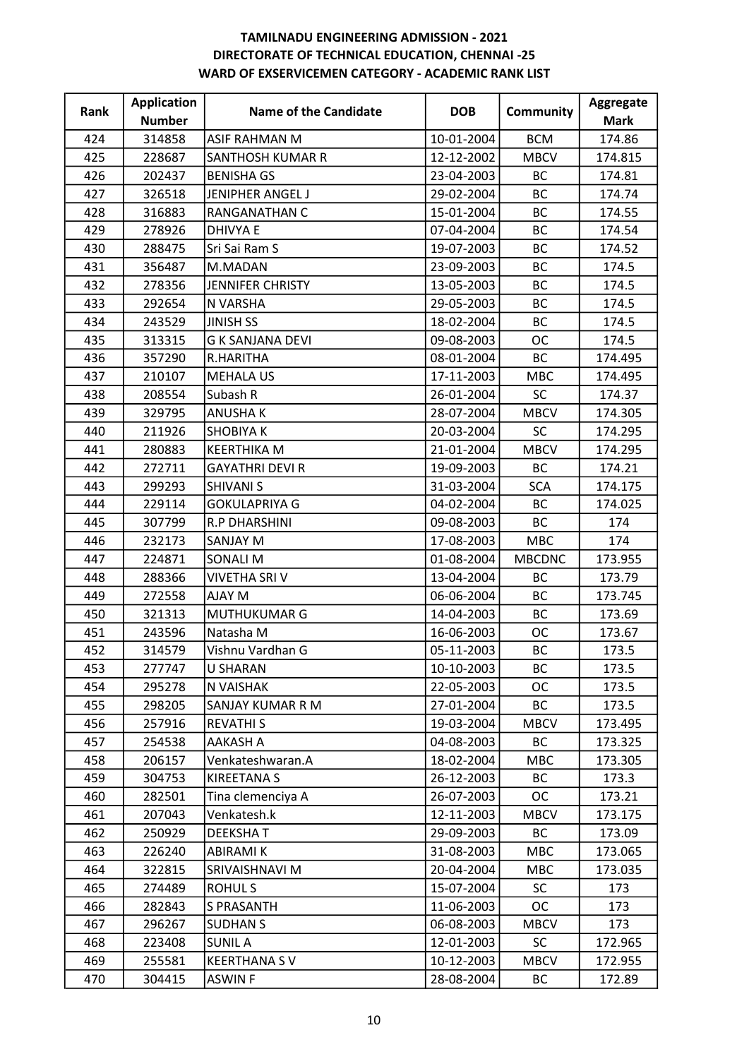**TAMILNADU ENGINEERING ADMISSION - 2021**
**DIRECTORATE OF TECHNICAL EDUCATION, CHENNAI -25**
**WARD OF EXSERVICEMEN CATEGORY - ACADEMIC RANK LIST**

| Rank | Application Number | Name of the Candidate | DOB | Community | Aggregate Mark |
|---|---|---|---|---|---|
| 424 | 314858 | ASIF RAHMAN M | 10-01-2004 | BCM | 174.86 |
| 425 | 228687 | SANTHOSH KUMAR R | 12-12-2002 | MBCV | 174.815 |
| 426 | 202437 | BENISHA GS | 23-04-2003 | BC | 174.81 |
| 427 | 326518 | JENIPHER ANGEL J | 29-02-2004 | BC | 174.74 |
| 428 | 316883 | RANGANATHAN C | 15-01-2004 | BC | 174.55 |
| 429 | 278926 | DHIVYA E | 07-04-2004 | BC | 174.54 |
| 430 | 288475 | Sri Sai Ram S | 19-07-2003 | BC | 174.52 |
| 431 | 356487 | M.MADAN | 23-09-2003 | BC | 174.5 |
| 432 | 278356 | JENNIFER CHRISTY | 13-05-2003 | BC | 174.5 |
| 433 | 292654 | N VARSHA | 29-05-2003 | BC | 174.5 |
| 434 | 243529 | JINISH SS | 18-02-2004 | BC | 174.5 |
| 435 | 313315 | G K SANJANA DEVI | 09-08-2003 | OC | 174.5 |
| 436 | 357290 | R.HARITHA | 08-01-2004 | BC | 174.495 |
| 437 | 210107 | MEHALA US | 17-11-2003 | MBC | 174.495 |
| 438 | 208554 | Subash R | 26-01-2004 | SC | 174.37 |
| 439 | 329795 | ANUSHA K | 28-07-2004 | MBCV | 174.305 |
| 440 | 211926 | SHOBIYA K | 20-03-2004 | SC | 174.295 |
| 441 | 280883 | KEERTHIKA M | 21-01-2004 | MBCV | 174.295 |
| 442 | 272711 | GAYATHRI DEVI R | 19-09-2003 | BC | 174.21 |
| 443 | 299293 | SHIVANI S | 31-03-2004 | SCA | 174.175 |
| 444 | 229114 | GOKULAPRIYA G | 04-02-2004 | BC | 174.025 |
| 445 | 307799 | R.P DHARSHINI | 09-08-2003 | BC | 174 |
| 446 | 232173 | SANJAY M | 17-08-2003 | MBC | 174 |
| 447 | 224871 | SONALI M | 01-08-2004 | MBCDNC | 173.955 |
| 448 | 288366 | VIVETHA SRI V | 13-04-2004 | BC | 173.79 |
| 449 | 272558 | AJAY M | 06-06-2004 | BC | 173.745 |
| 450 | 321313 | MUTHUKUMAR G | 14-04-2003 | BC | 173.69 |
| 451 | 243596 | Natasha M | 16-06-2003 | OC | 173.67 |
| 452 | 314579 | Vishnu Vardhan G | 05-11-2003 | BC | 173.5 |
| 453 | 277747 | U SHARAN | 10-10-2003 | BC | 173.5 |
| 454 | 295278 | N VAISHAK | 22-05-2003 | OC | 173.5 |
| 455 | 298205 | SANJAY KUMAR R M | 27-01-2004 | BC | 173.5 |
| 456 | 257916 | REVATHI S | 19-03-2004 | MBCV | 173.495 |
| 457 | 254538 | AAKASH A | 04-08-2003 | BC | 173.325 |
| 458 | 206157 | Venkateshwaran.A | 18-02-2004 | MBC | 173.305 |
| 459 | 304753 | KIREETANA S | 26-12-2003 | BC | 173.3 |
| 460 | 282501 | Tina clemenciya A | 26-07-2003 | OC | 173.21 |
| 461 | 207043 | Venkatesh.k | 12-11-2003 | MBCV | 173.175 |
| 462 | 250929 | DEEKSHA T | 29-09-2003 | BC | 173.09 |
| 463 | 226240 | ABIRAMI K | 31-08-2003 | MBC | 173.065 |
| 464 | 322815 | SRIVAISHNAVI M | 20-04-2004 | MBC | 173.035 |
| 465 | 274489 | ROHUL S | 15-07-2004 | SC | 173 |
| 466 | 282843 | S PRASANTH | 11-06-2003 | OC | 173 |
| 467 | 296267 | SUDHAN S | 06-08-2003 | MBCV | 173 |
| 468 | 223408 | SUNIL A | 12-01-2003 | SC | 172.965 |
| 469 | 255581 | KEERTHANA S V | 10-12-2003 | MBCV | 172.955 |
| 470 | 304415 | ASWIN F | 28-08-2004 | BC | 172.89 |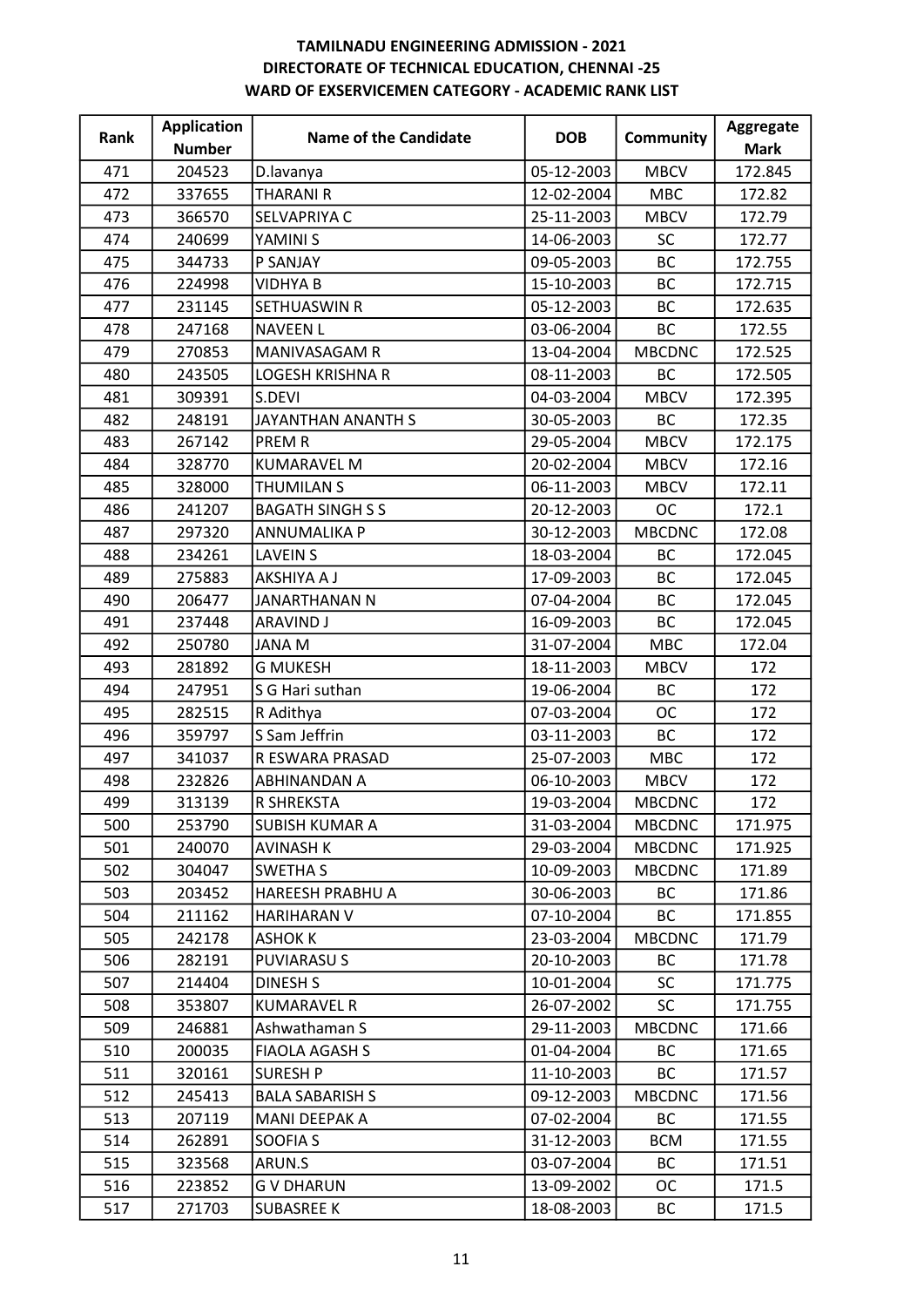**TAMILNADU ENGINEERING ADMISSION - 2021**
**DIRECTORATE OF TECHNICAL EDUCATION, CHENNAI -25**
**WARD OF EXSERVICEMEN CATEGORY - ACADEMIC RANK LIST**

| Rank | Application Number | Name of the Candidate | DOB | Community | Aggregate Mark |
|---|---|---|---|---|---|
| 471 | 204523 | D.lavanya | 05-12-2003 | MBCV | 172.845 |
| 472 | 337655 | THARANI R | 12-02-2004 | MBC | 172.82 |
| 473 | 366570 | SELVAPRIYA C | 25-11-2003 | MBCV | 172.79 |
| 474 | 240699 | YAMINI S | 14-06-2003 | SC | 172.77 |
| 475 | 344733 | P SANJAY | 09-05-2003 | BC | 172.755 |
| 476 | 224998 | VIDHYA B | 15-10-2003 | BC | 172.715 |
| 477 | 231145 | SETHUASWIN R | 05-12-2003 | BC | 172.635 |
| 478 | 247168 | NAVEEN L | 03-06-2004 | BC | 172.55 |
| 479 | 270853 | MANIVASAGAM R | 13-04-2004 | MBCDNC | 172.525 |
| 480 | 243505 | LOGESH KRISHNA R | 08-11-2003 | BC | 172.505 |
| 481 | 309391 | S.DEVI | 04-03-2004 | MBCV | 172.395 |
| 482 | 248191 | JAYANTHAN ANANTH S | 30-05-2003 | BC | 172.35 |
| 483 | 267142 | PREM R | 29-05-2004 | MBCV | 172.175 |
| 484 | 328770 | KUMARAVEL M | 20-02-2004 | MBCV | 172.16 |
| 485 | 328000 | THUMILAN S | 06-11-2003 | MBCV | 172.11 |
| 486 | 241207 | BAGATH SINGH S S | 20-12-2003 | OC | 172.1 |
| 487 | 297320 | ANNUMALIKA P | 30-12-2003 | MBCDNC | 172.08 |
| 488 | 234261 | LAVEIN S | 18-03-2004 | BC | 172.045 |
| 489 | 275883 | AKSHIYA A J | 17-09-2003 | BC | 172.045 |
| 490 | 206477 | JANARTHANAN N | 07-04-2004 | BC | 172.045 |
| 491 | 237448 | ARAVIND J | 16-09-2003 | BC | 172.045 |
| 492 | 250780 | JANA M | 31-07-2004 | MBC | 172.04 |
| 493 | 281892 | G MUKESH | 18-11-2003 | MBCV | 172 |
| 494 | 247951 | S G Hari suthan | 19-06-2004 | BC | 172 |
| 495 | 282515 | R Adithya | 07-03-2004 | OC | 172 |
| 496 | 359797 | S Sam Jeffrin | 03-11-2003 | BC | 172 |
| 497 | 341037 | R ESWARA PRASAD | 25-07-2003 | MBC | 172 |
| 498 | 232826 | ABHINANDAN A | 06-10-2003 | MBCV | 172 |
| 499 | 313139 | R SHREKSTA | 19-03-2004 | MBCDNC | 172 |
| 500 | 253790 | SUBISH KUMAR A | 31-03-2004 | MBCDNC | 171.975 |
| 501 | 240070 | AVINASH K | 29-03-2004 | MBCDNC | 171.925 |
| 502 | 304047 | SWETHA S | 10-09-2003 | MBCDNC | 171.89 |
| 503 | 203452 | HAREESH PRABHU A | 30-06-2003 | BC | 171.86 |
| 504 | 211162 | HARIHARAN V | 07-10-2004 | BC | 171.855 |
| 505 | 242178 | ASHOK K | 23-03-2004 | MBCDNC | 171.79 |
| 506 | 282191 | PUVIARASU S | 20-10-2003 | BC | 171.78 |
| 507 | 214404 | DINESH S | 10-01-2004 | SC | 171.775 |
| 508 | 353807 | KUMARAVEL R | 26-07-2002 | SC | 171.755 |
| 509 | 246881 | Ashwathaman S | 29-11-2003 | MBCDNC | 171.66 |
| 510 | 200035 | FIAOLA AGASH S | 01-04-2004 | BC | 171.65 |
| 511 | 320161 | SURESH P | 11-10-2003 | BC | 171.57 |
| 512 | 245413 | BALA SABARISH S | 09-12-2003 | MBCDNC | 171.56 |
| 513 | 207119 | MANI DEEPAK A | 07-02-2004 | BC | 171.55 |
| 514 | 262891 | SOOFIA S | 31-12-2003 | BCM | 171.55 |
| 515 | 323568 | ARUN.S | 03-07-2004 | BC | 171.51 |
| 516 | 223852 | G V DHARUN | 13-09-2002 | OC | 171.5 |
| 517 | 271703 | SUBASREE K | 18-08-2003 | BC | 171.5 |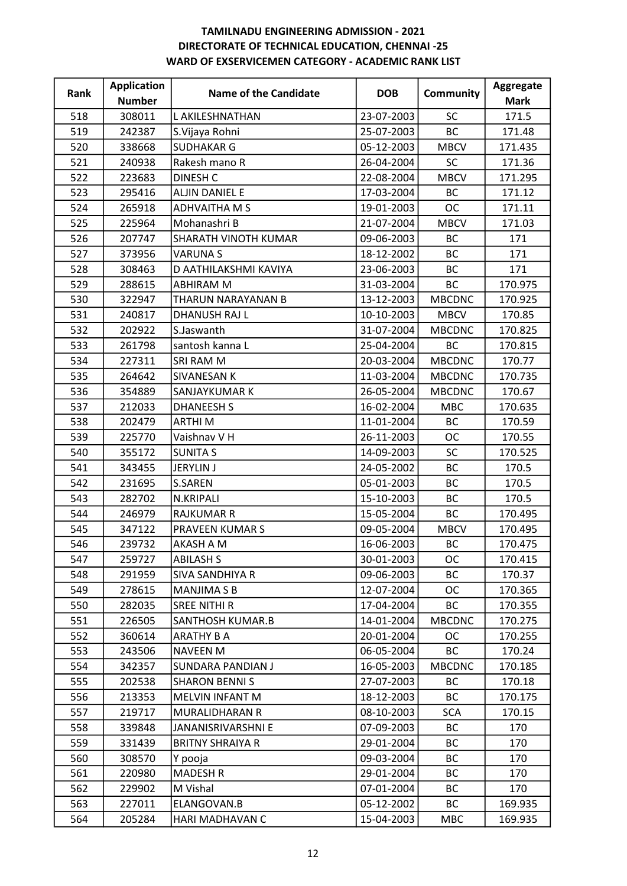**TAMILNADU ENGINEERING ADMISSION - 2021**
**DIRECTORATE OF TECHNICAL EDUCATION, CHENNAI -25**
**WARD OF EXSERVICEMEN CATEGORY - ACADEMIC RANK LIST**

| Rank | Application Number | Name of the Candidate | DOB | Community | Aggregate Mark |
|---|---|---|---|---|---|
| 518 | 308011 | L AKILESHNATHAN | 23-07-2003 | SC | 171.5 |
| 519 | 242387 | S.Vijaya Rohni | 25-07-2003 | BC | 171.48 |
| 520 | 338668 | SUDHAKAR G | 05-12-2003 | MBCV | 171.435 |
| 521 | 240938 | Rakesh mano R | 26-04-2004 | SC | 171.36 |
| 522 | 223683 | DINESH C | 22-08-2004 | MBCV | 171.295 |
| 523 | 295416 | ALJIN DANIEL E | 17-03-2004 | BC | 171.12 |
| 524 | 265918 | ADHVAITHA M S | 19-01-2003 | OC | 171.11 |
| 525 | 225964 | Mohanashri B | 21-07-2004 | MBCV | 171.03 |
| 526 | 207747 | SHARATH VINOTH KUMAR | 09-06-2003 | BC | 171 |
| 527 | 373956 | VARUNA S | 18-12-2002 | BC | 171 |
| 528 | 308463 | D AATHILAKSHMI KAVIYA | 23-06-2003 | BC | 171 |
| 529 | 288615 | ABHIRAM M | 31-03-2004 | BC | 170.975 |
| 530 | 322947 | THARUN NARAYANAN B | 13-12-2003 | MBCDNC | 170.925 |
| 531 | 240817 | DHANUSH RAJ L | 10-10-2003 | MBCV | 170.85 |
| 532 | 202922 | S.Jaswanth | 31-07-2004 | MBCDNC | 170.825 |
| 533 | 261798 | santosh kanna L | 25-04-2004 | BC | 170.815 |
| 534 | 227311 | SRI RAM M | 20-03-2004 | MBCDNC | 170.77 |
| 535 | 264642 | SIVANESAN K | 11-03-2004 | MBCDNC | 170.735 |
| 536 | 354889 | SANJAYKUMAR K | 26-05-2004 | MBCDNC | 170.67 |
| 537 | 212033 | DHANEESH S | 16-02-2004 | MBC | 170.635 |
| 538 | 202479 | ARTHI M | 11-01-2004 | BC | 170.59 |
| 539 | 225770 | Vaishnav V H | 26-11-2003 | OC | 170.55 |
| 540 | 355172 | SUNITA S | 14-09-2003 | SC | 170.525 |
| 541 | 343455 | JERYLIN J | 24-05-2002 | BC | 170.5 |
| 542 | 231695 | S.SAREN | 05-01-2003 | BC | 170.5 |
| 543 | 282702 | N.KRIPALI | 15-10-2003 | BC | 170.5 |
| 544 | 246979 | RAJKUMAR R | 15-05-2004 | BC | 170.495 |
| 545 | 347122 | PRAVEEN KUMAR S | 09-05-2004 | MBCV | 170.495 |
| 546 | 239732 | AKASH A M | 16-06-2003 | BC | 170.475 |
| 547 | 259727 | ABILASH S | 30-01-2003 | OC | 170.415 |
| 548 | 291959 | SIVA SANDHIYA R | 09-06-2003 | BC | 170.37 |
| 549 | 278615 | MANJIMA S B | 12-07-2004 | OC | 170.365 |
| 550 | 282035 | SREE NITHI R | 17-04-2004 | BC | 170.355 |
| 551 | 226505 | SANTHOSH KUMAR.B | 14-01-2004 | MBCDNC | 170.275 |
| 552 | 360614 | ARATHY B A | 20-01-2004 | OC | 170.255 |
| 553 | 243506 | NAVEEN M | 06-05-2004 | BC | 170.24 |
| 554 | 342357 | SUNDARA PANDIAN J | 16-05-2003 | MBCDNC | 170.185 |
| 555 | 202538 | SHARON BENNI S | 27-07-2003 | BC | 170.18 |
| 556 | 213353 | MELVIN INFANT M | 18-12-2003 | BC | 170.175 |
| 557 | 219717 | MURALIDHARAN R | 08-10-2003 | SCA | 170.15 |
| 558 | 339848 | JANANISRIVARSHNI E | 07-09-2003 | BC | 170 |
| 559 | 331439 | BRITNY SHRAIYA R | 29-01-2004 | BC | 170 |
| 560 | 308570 | Y pooja | 09-03-2004 | BC | 170 |
| 561 | 220980 | MADESH R | 29-01-2004 | BC | 170 |
| 562 | 229902 | M Vishal | 07-01-2004 | BC | 170 |
| 563 | 227011 | ELANGOVAN.B | 05-12-2002 | BC | 169.935 |
| 564 | 205284 | HARI MADHAVAN C | 15-04-2003 | MBC | 169.935 |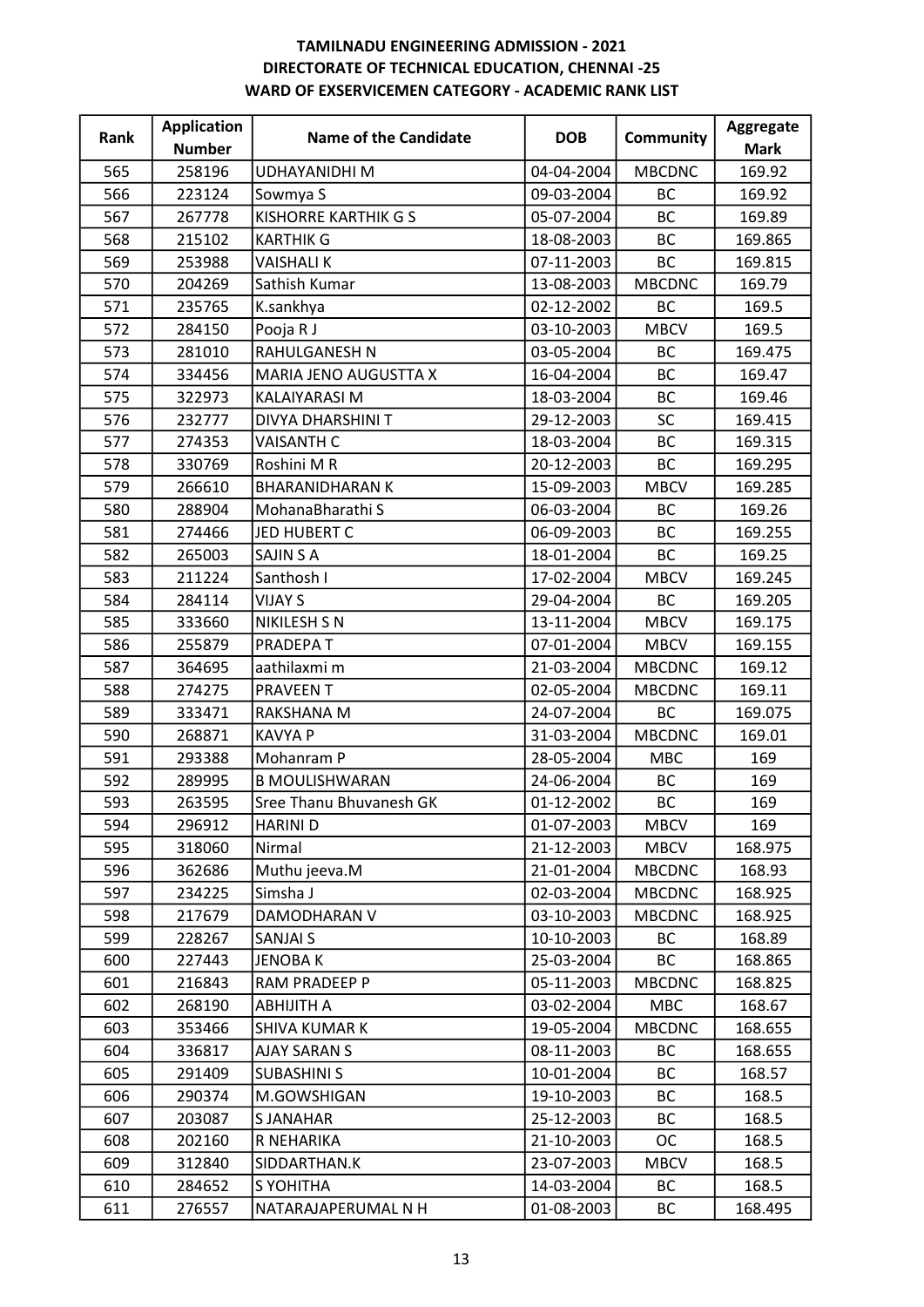# TAMILNADU ENGINEERING ADMISSION - 2021
## DIRECTORATE OF TECHNICAL EDUCATION, CHENNAI -25
## WARD OF EXSERVICEMEN CATEGORY - ACADEMIC RANK LIST

| Rank | Application Number | Name of the Candidate | DOB | Community | Aggregate Mark |
|---|---|---|---|---|---|
| 565 | 258196 | UDHAYANIDHI M | 04-04-2004 | MBCDNC | 169.92 |
| 566 | 223124 | Sowmya S | 09-03-2004 | BC | 169.92 |
| 567 | 267778 | KISHORRE KARTHIK G S | 05-07-2004 | BC | 169.89 |
| 568 | 215102 | KARTHIK G | 18-08-2003 | BC | 169.865 |
| 569 | 253988 | VAISHALI K | 07-11-2003 | BC | 169.815 |
| 570 | 204269 | Sathish Kumar | 13-08-2003 | MBCDNC | 169.79 |
| 571 | 235765 | K.sankhya | 02-12-2002 | BC | 169.5 |
| 572 | 284150 | Pooja R J | 03-10-2003 | MBCV | 169.5 |
| 573 | 281010 | RAHULGANESH N | 03-05-2004 | BC | 169.475 |
| 574 | 334456 | MARIA JENO AUGUSTTA X | 16-04-2004 | BC | 169.47 |
| 575 | 322973 | KALAIYARASI M | 18-03-2004 | BC | 169.46 |
| 576 | 232777 | DIVYA DHARSHINI T | 29-12-2003 | SC | 169.415 |
| 577 | 274353 | VAISANTH C | 18-03-2004 | BC | 169.315 |
| 578 | 330769 | Roshini M R | 20-12-2003 | BC | 169.295 |
| 579 | 266610 | BHARANIDHARAN K | 15-09-2003 | MBCV | 169.285 |
| 580 | 288904 | MohanaBharathi S | 06-03-2004 | BC | 169.26 |
| 581 | 274466 | JED HUBERT C | 06-09-2003 | BC | 169.255 |
| 582 | 265003 | SAJIN S A | 18-01-2004 | BC | 169.25 |
| 583 | 211224 | Santhosh I | 17-02-2004 | MBCV | 169.245 |
| 584 | 284114 | VIJAY S | 29-04-2004 | BC | 169.205 |
| 585 | 333660 | NIKILESH S N | 13-11-2004 | MBCV | 169.175 |
| 586 | 255879 | PRADEPA T | 07-01-2004 | MBCV | 169.155 |
| 587 | 364695 | aathilaxmi m | 21-03-2004 | MBCDNC | 169.12 |
| 588 | 274275 | PRAVEEN T | 02-05-2004 | MBCDNC | 169.11 |
| 589 | 333471 | RAKSHANA M | 24-07-2004 | BC | 169.075 |
| 590 | 268871 | KAVYA P | 31-03-2004 | MBCDNC | 169.01 |
| 591 | 293388 | Mohanram P | 28-05-2004 | MBC | 169 |
| 592 | 289995 | B MOULISHWARAN | 24-06-2004 | BC | 169 |
| 593 | 263595 | Sree Thanu Bhuvanesh GK | 01-12-2002 | BC | 169 |
| 594 | 296912 | HARINI D | 01-07-2003 | MBCV | 169 |
| 595 | 318060 | Nirmal | 21-12-2003 | MBCV | 168.975 |
| 596 | 362686 | Muthu jeeva.M | 21-01-2004 | MBCDNC | 168.93 |
| 597 | 234225 | Simsha J | 02-03-2004 | MBCDNC | 168.925 |
| 598 | 217679 | DAMODHARAN V | 03-10-2003 | MBCDNC | 168.925 |
| 599 | 228267 | SANJAI S | 10-10-2003 | BC | 168.89 |
| 600 | 227443 | JENOBA K | 25-03-2004 | BC | 168.865 |
| 601 | 216843 | RAM PRADEEP P | 05-11-2003 | MBCDNC | 168.825 |
| 602 | 268190 | ABHIJITH A | 03-02-2004 | MBC | 168.67 |
| 603 | 353466 | SHIVA KUMAR K | 19-05-2004 | MBCDNC | 168.655 |
| 604 | 336817 | AJAY SARAN S | 08-11-2003 | BC | 168.655 |
| 605 | 291409 | SUBASHINI S | 10-01-2004 | BC | 168.57 |
| 606 | 290374 | M.GOWSHIGAN | 19-10-2003 | BC | 168.5 |
| 607 | 203087 | S JANAHAR | 25-12-2003 | BC | 168.5 |
| 608 | 202160 | R NEHARIKA | 21-10-2003 | OC | 168.5 |
| 609 | 312840 | SIDDARTHAN.K | 23-07-2003 | MBCV | 168.5 |
| 610 | 284652 | S YOHITHA | 14-03-2004 | BC | 168.5 |
| 611 | 276557 | NATARAJAPERUMAL N H | 01-08-2003 | BC | 168.495 |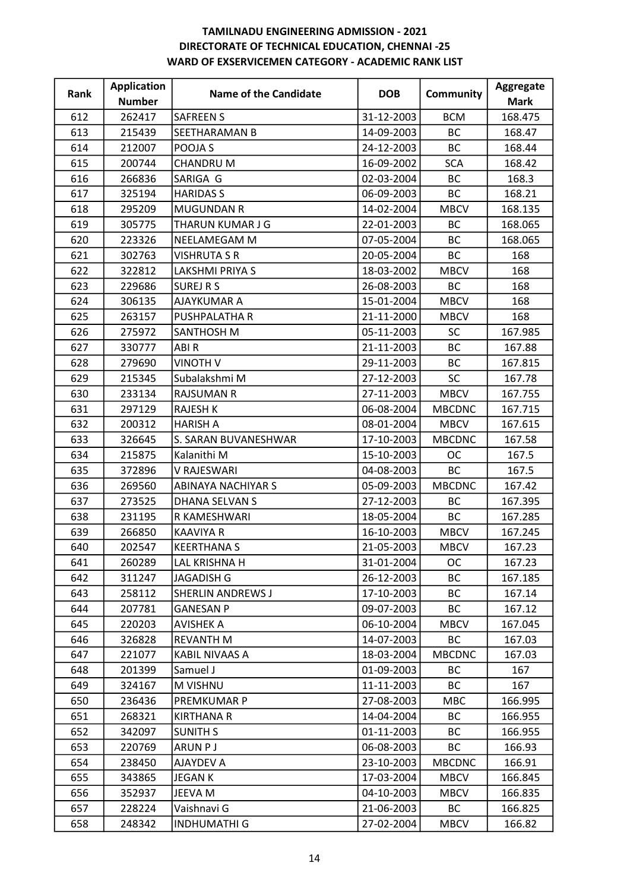**TAMILNADU ENGINEERING ADMISSION - 2021**
**DIRECTORATE OF TECHNICAL EDUCATION, CHENNAI -25**
**WARD OF EXSERVICEMEN CATEGORY - ACADEMIC RANK LIST**

| Rank | Application Number | Name of the Candidate | DOB | Community | Aggregate Mark |
|---|---|---|---|---|---|
| 612 | 262417 | SAFREEN S | 31-12-2003 | BCM | 168.475 |
| 613 | 215439 | SEETHARAMAN B | 14-09-2003 | BC | 168.47 |
| 614 | 212007 | POOJA S | 24-12-2003 | BC | 168.44 |
| 615 | 200744 | CHANDRU M | 16-09-2002 | SCA | 168.42 |
| 616 | 266836 | SARIGA G | 02-03-2004 | BC | 168.3 |
| 617 | 325194 | HARIDAS S | 06-09-2003 | BC | 168.21 |
| 618 | 295209 | MUGUNDAN R | 14-02-2004 | MBCV | 168.135 |
| 619 | 305775 | THARUN KUMAR J G | 22-01-2003 | BC | 168.065 |
| 620 | 223326 | NEELAMEGAM M | 07-05-2004 | BC | 168.065 |
| 621 | 302763 | VISHRUTA S R | 20-05-2004 | BC | 168 |
| 622 | 322812 | LAKSHMI PRIYA S | 18-03-2002 | MBCV | 168 |
| 623 | 229686 | SUREJ R S | 26-08-2003 | BC | 168 |
| 624 | 306135 | AJAYKUMAR A | 15-01-2004 | MBCV | 168 |
| 625 | 263157 | PUSHPALATHA R | 21-11-2000 | MBCV | 168 |
| 626 | 275972 | SANTHOSH M | 05-11-2003 | SC | 167.985 |
| 627 | 330777 | ABI R | 21-11-2003 | BC | 167.88 |
| 628 | 279690 | VINOTH V | 29-11-2003 | BC | 167.815 |
| 629 | 215345 | Subalakshmi M | 27-12-2003 | SC | 167.78 |
| 630 | 233134 | RAJSUMAN R | 27-11-2003 | MBCV | 167.755 |
| 631 | 297129 | RAJESH K | 06-08-2004 | MBCDNC | 167.715 |
| 632 | 200312 | HARISH A | 08-01-2004 | MBCV | 167.615 |
| 633 | 326645 | S. SARAN BUVANESHWAR | 17-10-2003 | MBCDNC | 167.58 |
| 634 | 215875 | Kalanithi M | 15-10-2003 | OC | 167.5 |
| 635 | 372896 | V RAJESWARI | 04-08-2003 | BC | 167.5 |
| 636 | 269560 | ABINAYA NACHIYAR S | 05-09-2003 | MBCDNC | 167.42 |
| 637 | 273525 | DHANA SELVAN S | 27-12-2003 | BC | 167.395 |
| 638 | 231195 | R KAMESHWARI | 18-05-2004 | BC | 167.285 |
| 639 | 266850 | KAAVIYA R | 16-10-2003 | MBCV | 167.245 |
| 640 | 202547 | KEERTHANA S | 21-05-2003 | MBCV | 167.23 |
| 641 | 260289 | LAL KRISHNA H | 31-01-2004 | OC | 167.23 |
| 642 | 311247 | JAGADISH G | 26-12-2003 | BC | 167.185 |
| 643 | 258112 | SHERLIN ANDREWS J | 17-10-2003 | BC | 167.14 |
| 644 | 207781 | GANESAN P | 09-07-2003 | BC | 167.12 |
| 645 | 220203 | AVISHEK A | 06-10-2004 | MBCV | 167.045 |
| 646 | 326828 | REVANTH M | 14-07-2003 | BC | 167.03 |
| 647 | 221077 | KABIL NIVAAS A | 18-03-2004 | MBCDNC | 167.03 |
| 648 | 201399 | Samuel J | 01-09-2003 | BC | 167 |
| 649 | 324167 | M VISHNU | 11-11-2003 | BC | 167 |
| 650 | 236436 | PREMKUMAR P | 27-08-2003 | MBC | 166.995 |
| 651 | 268321 | KIRTHANA R | 14-04-2004 | BC | 166.955 |
| 652 | 342097 | SUNITH S | 01-11-2003 | BC | 166.955 |
| 653 | 220769 | ARUN P J | 06-08-2003 | BC | 166.93 |
| 654 | 238450 | AJAYDEV A | 23-10-2003 | MBCDNC | 166.91 |
| 655 | 343865 | JEGAN K | 17-03-2004 | MBCV | 166.845 |
| 656 | 352937 | JEEVA M | 04-10-2003 | MBCV | 166.835 |
| 657 | 228224 | Vaishnavi G | 21-06-2003 | BC | 166.825 |
| 658 | 248342 | INDHUMATHI G | 27-02-2004 | MBCV | 166.82 |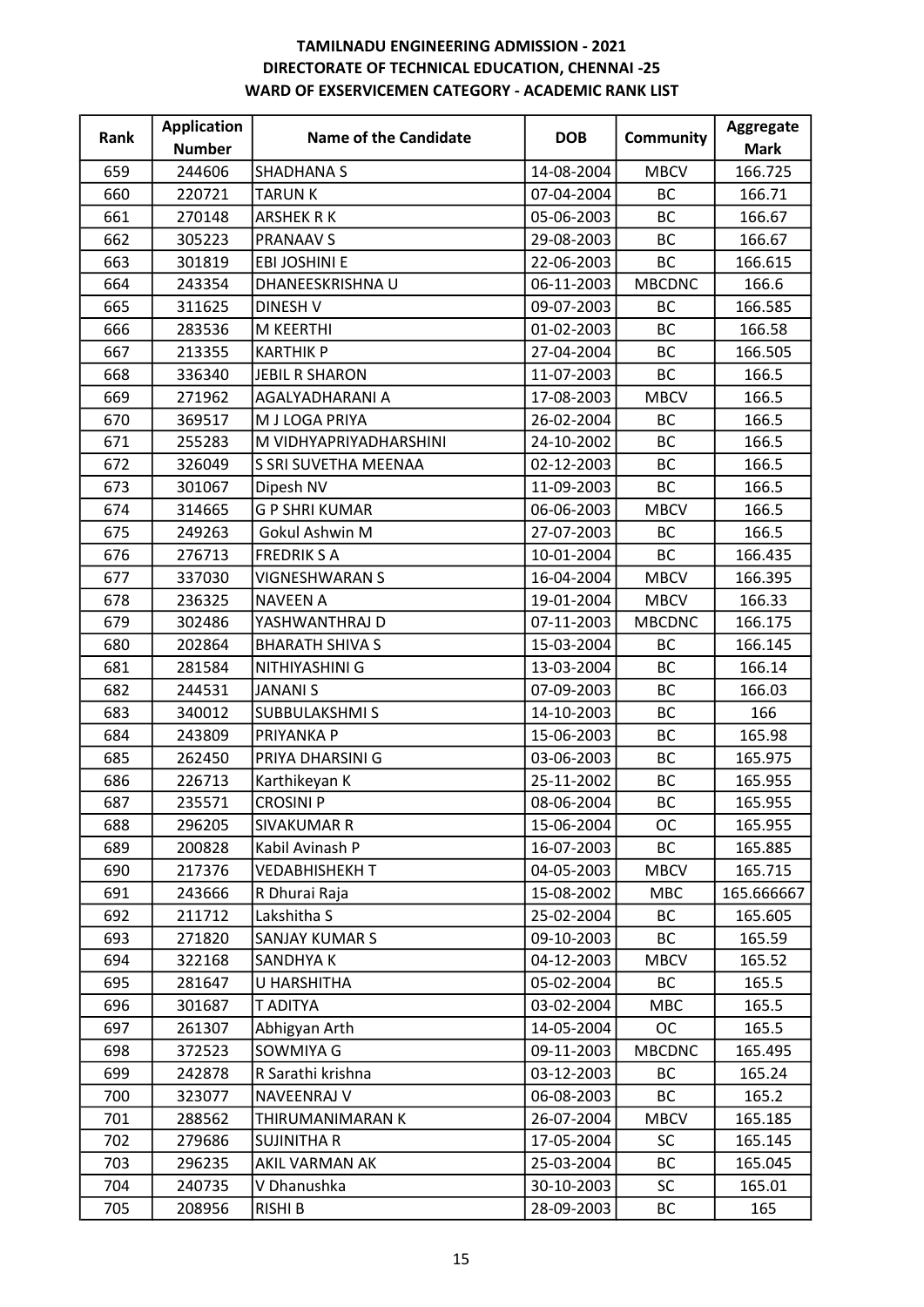**TAMILNADU ENGINEERING ADMISSION - 2021**
**DIRECTORATE OF TECHNICAL EDUCATION, CHENNAI -25**
**WARD OF EXSERVICEMEN CATEGORY - ACADEMIC RANK LIST**

| Rank | Application Number | Name of the Candidate | DOB | Community | Aggregate Mark |
|---|---|---|---|---|---|
| 659 | 244606 | SHADHANA S | 14-08-2004 | MBCV | 166.725 |
| 660 | 220721 | TARUN K | 07-04-2004 | BC | 166.71 |
| 661 | 270148 | ARSHEK R K | 05-06-2003 | BC | 166.67 |
| 662 | 305223 | PRANAAV S | 29-08-2003 | BC | 166.67 |
| 663 | 301819 | EBI JOSHINI E | 22-06-2003 | BC | 166.615 |
| 664 | 243354 | DHANEESKRISHNA U | 06-11-2003 | MBCDNC | 166.6 |
| 665 | 311625 | DINESH V | 09-07-2003 | BC | 166.585 |
| 666 | 283536 | M KEERTHI | 01-02-2003 | BC | 166.58 |
| 667 | 213355 | KARTHIK P | 27-04-2004 | BC | 166.505 |
| 668 | 336340 | JEBIL R SHARON | 11-07-2003 | BC | 166.5 |
| 669 | 271962 | AGALYADHARANI A | 17-08-2003 | MBCV | 166.5 |
| 670 | 369517 | M J LOGA PRIYA | 26-02-2004 | BC | 166.5 |
| 671 | 255283 | M VIDHYAPRIYADHARSHINI | 24-10-2002 | BC | 166.5 |
| 672 | 326049 | S SRI SUVETHA MEENAA | 02-12-2003 | BC | 166.5 |
| 673 | 301067 | Dipesh NV | 11-09-2003 | BC | 166.5 |
| 674 | 314665 | G P SHRI KUMAR | 06-06-2003 | MBCV | 166.5 |
| 675 | 249263 | Gokul Ashwin M | 27-07-2003 | BC | 166.5 |
| 676 | 276713 | FREDRIK S A | 10-01-2004 | BC | 166.435 |
| 677 | 337030 | VIGNESHWARAN S | 16-04-2004 | MBCV | 166.395 |
| 678 | 236325 | NAVEEN A | 19-01-2004 | MBCV | 166.33 |
| 679 | 302486 | YASHWANTHRAJ D | 07-11-2003 | MBCDNC | 166.175 |
| 680 | 202864 | BHARATH SHIVA S | 15-03-2004 | BC | 166.145 |
| 681 | 281584 | NITHIYASHINI G | 13-03-2004 | BC | 166.14 |
| 682 | 244531 | JANANI S | 07-09-2003 | BC | 166.03 |
| 683 | 340012 | SUBBULAKSHMI S | 14-10-2003 | BC | 166 |
| 684 | 243809 | PRIYANKA P | 15-06-2003 | BC | 165.98 |
| 685 | 262450 | PRIYA DHARSINI G | 03-06-2003 | BC | 165.975 |
| 686 | 226713 | Karthikeyan K | 25-11-2002 | BC | 165.955 |
| 687 | 235571 | CROSINI P | 08-06-2004 | BC | 165.955 |
| 688 | 296205 | SIVAKUMAR R | 15-06-2004 | OC | 165.955 |
| 689 | 200828 | Kabil Avinash P | 16-07-2003 | BC | 165.885 |
| 690 | 217376 | VEDABHISHEKH T | 04-05-2003 | MBCV | 165.715 |
| 691 | 243666 | R Dhurai Raja | 15-08-2002 | MBC | 165.666667 |
| 692 | 211712 | Lakshitha S | 25-02-2004 | BC | 165.605 |
| 693 | 271820 | SANJAY KUMAR S | 09-10-2003 | BC | 165.59 |
| 694 | 322168 | SANDHYA K | 04-12-2003 | MBCV | 165.52 |
| 695 | 281647 | U HARSHITHA | 05-02-2004 | BC | 165.5 |
| 696 | 301687 | T ADITYA | 03-02-2004 | MBC | 165.5 |
| 697 | 261307 | Abhigyan Arth | 14-05-2004 | OC | 165.5 |
| 698 | 372523 | SOWMIYA G | 09-11-2003 | MBCDNC | 165.495 |
| 699 | 242878 | R Sarathi krishna | 03-12-2003 | BC | 165.24 |
| 700 | 323077 | NAVEENRAJ V | 06-08-2003 | BC | 165.2 |
| 701 | 288562 | THIRUMANIMARAN K | 26-07-2004 | MBCV | 165.185 |
| 702 | 279686 | SUJINITHA R | 17-05-2004 | SC | 165.145 |
| 703 | 296235 | AKIL VARMAN AK | 25-03-2004 | BC | 165.045 |
| 704 | 240735 | V Dhanushka | 30-10-2003 | SC | 165.01 |
| 705 | 208956 | RISHI B | 28-09-2003 | BC | 165 |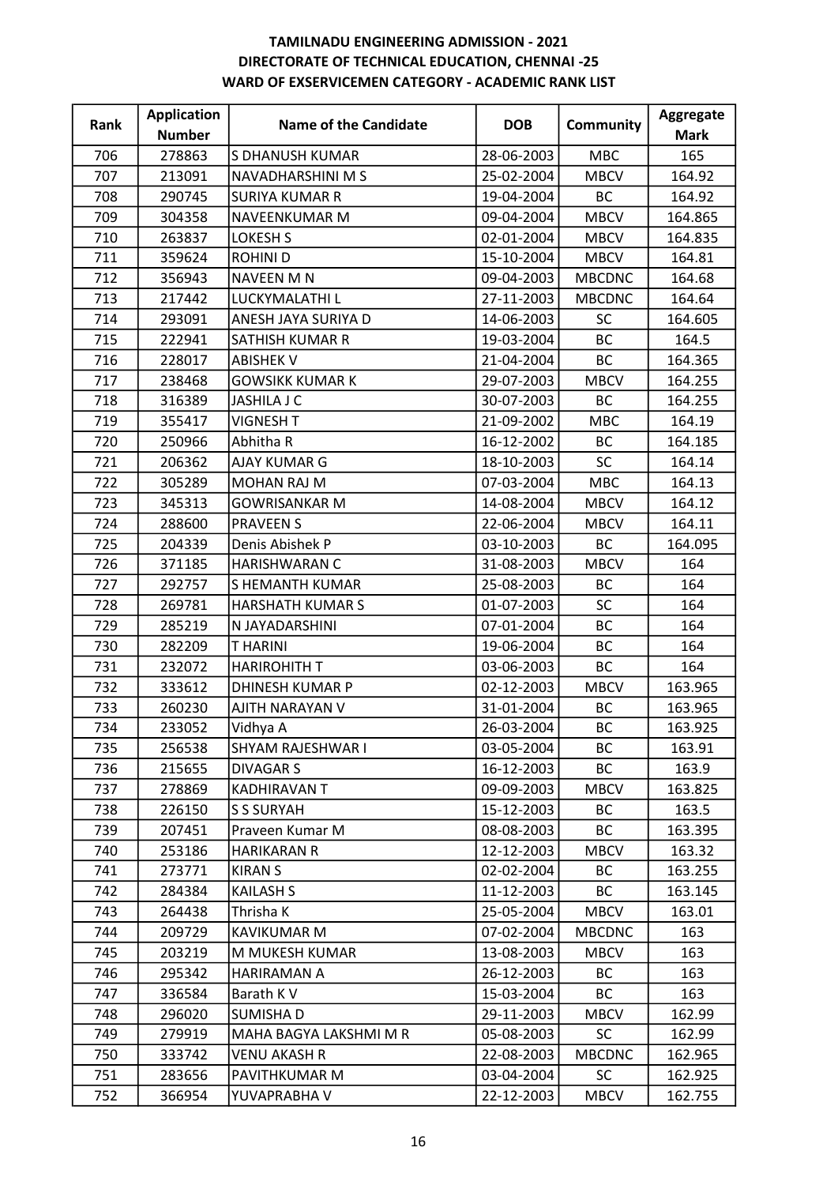**TAMILNADU ENGINEERING ADMISSION - 2021**
**DIRECTORATE OF TECHNICAL EDUCATION, CHENNAI -25**
**WARD OF EXSERVICEMEN CATEGORY - ACADEMIC RANK LIST**

| Rank | Application Number | Name of the Candidate | DOB | Community | Aggregate Mark |
|---|---|---|---|---|---|
| 706 | 278863 | S DHANUSH KUMAR | 28-06-2003 | MBC | 165 |
| 707 | 213091 | NAVADHARSHINI M S | 25-02-2004 | MBCV | 164.92 |
| 708 | 290745 | SURIYA KUMAR R | 19-04-2004 | BC | 164.92 |
| 709 | 304358 | NAVEENKUMAR M | 09-04-2004 | MBCV | 164.865 |
| 710 | 263837 | LOKESH S | 02-01-2004 | MBCV | 164.835 |
| 711 | 359624 | ROHINI D | 15-10-2004 | MBCV | 164.81 |
| 712 | 356943 | NAVEEN M N | 09-04-2003 | MBCDNC | 164.68 |
| 713 | 217442 | LUCKYMALATHI L | 27-11-2003 | MBCDNC | 164.64 |
| 714 | 293091 | ANESH JAYA SURIYA D | 14-06-2003 | SC | 164.605 |
| 715 | 222941 | SATHISH KUMAR R | 19-03-2004 | BC | 164.5 |
| 716 | 228017 | ABISHEK V | 21-04-2004 | BC | 164.365 |
| 717 | 238468 | GOWSIKK KUMAR K | 29-07-2003 | MBCV | 164.255 |
| 718 | 316389 | JASHILA J C | 30-07-2003 | BC | 164.255 |
| 719 | 355417 | VIGNESH T | 21-09-2002 | MBC | 164.19 |
| 720 | 250966 | Abhitha R | 16-12-2002 | BC | 164.185 |
| 721 | 206362 | AJAY KUMAR G | 18-10-2003 | SC | 164.14 |
| 722 | 305289 | MOHAN RAJ M | 07-03-2004 | MBC | 164.13 |
| 723 | 345313 | GOWRISANKAR M | 14-08-2004 | MBCV | 164.12 |
| 724 | 288600 | PRAVEEN S | 22-06-2004 | MBCV | 164.11 |
| 725 | 204339 | Denis Abishek P | 03-10-2003 | BC | 164.095 |
| 726 | 371185 | HARISHWARAN C | 31-08-2003 | MBCV | 164 |
| 727 | 292757 | S HEMANTH KUMAR | 25-08-2003 | BC | 164 |
| 728 | 269781 | HARSHATH KUMAR S | 01-07-2003 | SC | 164 |
| 729 | 285219 | N JAYADARSHINI | 07-01-2004 | BC | 164 |
| 730 | 282209 | T HARINI | 19-06-2004 | BC | 164 |
| 731 | 232072 | HARIROHITH T | 03-06-2003 | BC | 164 |
| 732 | 333612 | DHINESH KUMAR P | 02-12-2003 | MBCV | 163.965 |
| 733 | 260230 | AJITH NARAYAN V | 31-01-2004 | BC | 163.965 |
| 734 | 233052 | Vidhya A | 26-03-2004 | BC | 163.925 |
| 735 | 256538 | SHYAM RAJESHWAR I | 03-05-2004 | BC | 163.91 |
| 736 | 215655 | DIVAGAR S | 16-12-2003 | BC | 163.9 |
| 737 | 278869 | KADHIRAVAN T | 09-09-2003 | MBCV | 163.825 |
| 738 | 226150 | S S SURYAH | 15-12-2003 | BC | 163.5 |
| 739 | 207451 | Praveen Kumar M | 08-08-2003 | BC | 163.395 |
| 740 | 253186 | HARIKARAN R | 12-12-2003 | MBCV | 163.32 |
| 741 | 273771 | KIRAN S | 02-02-2004 | BC | 163.255 |
| 742 | 284384 | KAILASH S | 11-12-2003 | BC | 163.145 |
| 743 | 264438 | Thrisha K | 25-05-2004 | MBCV | 163.01 |
| 744 | 209729 | KAVIKUMAR M | 07-02-2004 | MBCDNC | 163 |
| 745 | 203219 | M MUKESH KUMAR | 13-08-2003 | MBCV | 163 |
| 746 | 295342 | HARIRAMAN A | 26-12-2003 | BC | 163 |
| 747 | 336584 | Barath K V | 15-03-2004 | BC | 163 |
| 748 | 296020 | SUMISHA D | 29-11-2003 | MBCV | 162.99 |
| 749 | 279919 | MAHA BAGYA LAKSHMI M R | 05-08-2003 | SC | 162.99 |
| 750 | 333742 | VENU AKASH R | 22-08-2003 | MBCDNC | 162.965 |
| 751 | 283656 | PAVITHKUMAR M | 03-04-2004 | SC | 162.925 |
| 752 | 366954 | YUVAPRABHA V | 22-12-2003 | MBCV | 162.755 |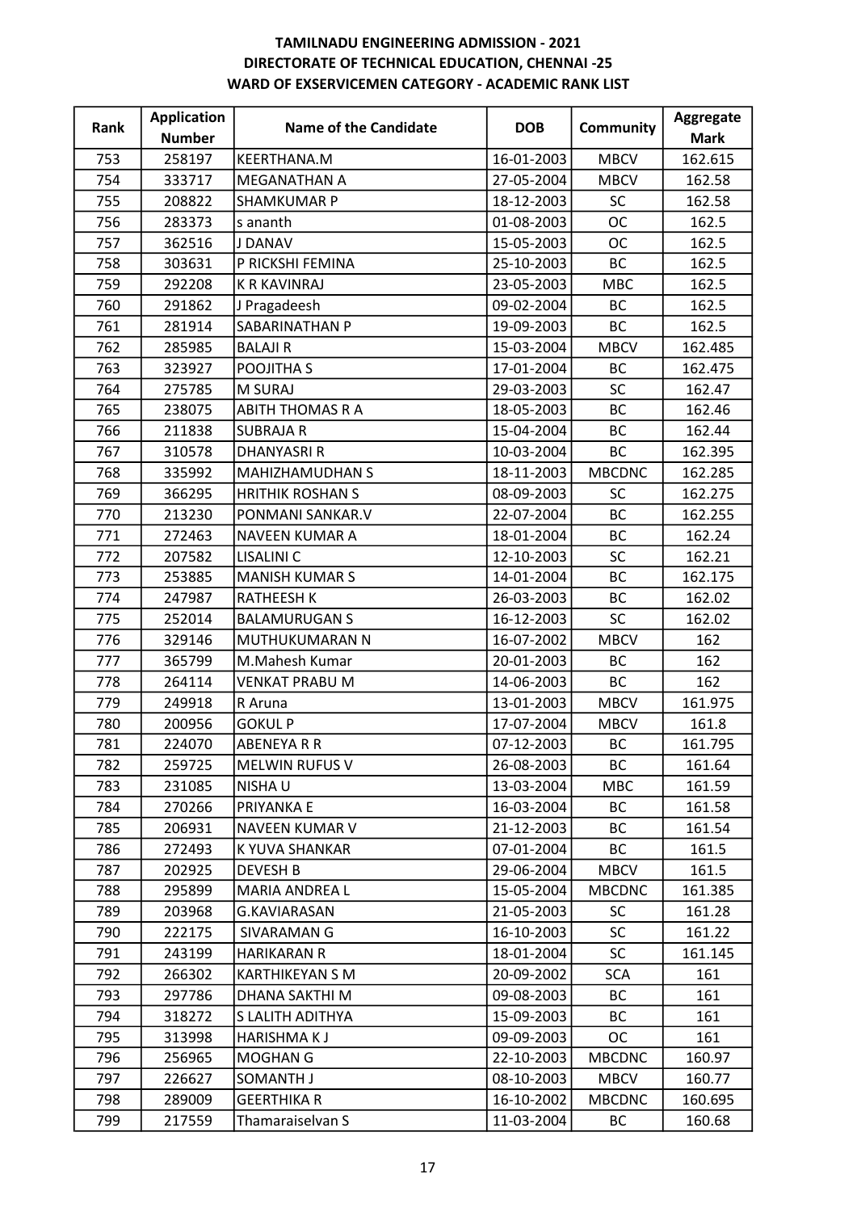**TAMILNADU ENGINEERING ADMISSION - 2021**
**DIRECTORATE OF TECHNICAL EDUCATION, CHENNAI -25**
**WARD OF EXSERVICEMEN CATEGORY - ACADEMIC RANK LIST**

| Rank | Application Number | Name of the Candidate | DOB | Community | Aggregate Mark |
|---|---|---|---|---|---|
| 753 | 258197 | KEERTHANA.M | 16-01-2003 | MBCV | 162.615 |
| 754 | 333717 | MEGANATHAN A | 27-05-2004 | MBCV | 162.58 |
| 755 | 208822 | SHAMKUMAR P | 18-12-2003 | SC | 162.58 |
| 756 | 283373 | s ananth | 01-08-2003 | OC | 162.5 |
| 757 | 362516 | J DANAV | 15-05-2003 | OC | 162.5 |
| 758 | 303631 | P RICKSHI FEMINA | 25-10-2003 | BC | 162.5 |
| 759 | 292208 | K R KAVINRAJ | 23-05-2003 | MBC | 162.5 |
| 760 | 291862 | J Pragadeesh | 09-02-2004 | BC | 162.5 |
| 761 | 281914 | SABARINATHAN P | 19-09-2003 | BC | 162.5 |
| 762 | 285985 | BALAJI R | 15-03-2004 | MBCV | 162.485 |
| 763 | 323927 | POOJITHA S | 17-01-2004 | BC | 162.475 |
| 764 | 275785 | M SURAJ | 29-03-2003 | SC | 162.47 |
| 765 | 238075 | ABITH THOMAS R A | 18-05-2003 | BC | 162.46 |
| 766 | 211838 | SUBRAJA R | 15-04-2004 | BC | 162.44 |
| 767 | 310578 | DHANYASRI R | 10-03-2004 | BC | 162.395 |
| 768 | 335992 | MAHIZHAMUDHAN S | 18-11-2003 | MBCDNC | 162.285 |
| 769 | 366295 | HRITHIK ROSHAN S | 08-09-2003 | SC | 162.275 |
| 770 | 213230 | PONMANI SANKAR.V | 22-07-2004 | BC | 162.255 |
| 771 | 272463 | NAVEEN KUMAR A | 18-01-2004 | BC | 162.24 |
| 772 | 207582 | LISALINI C | 12-10-2003 | SC | 162.21 |
| 773 | 253885 | MANISH KUMAR S | 14-01-2004 | BC | 162.175 |
| 774 | 247987 | RATHEESH K | 26-03-2003 | BC | 162.02 |
| 775 | 252014 | BALAMURUGAN S | 16-12-2003 | SC | 162.02 |
| 776 | 329146 | MUTHUKUMARAN N | 16-07-2002 | MBCV | 162 |
| 777 | 365799 | M.Mahesh Kumar | 20-01-2003 | BC | 162 |
| 778 | 264114 | VENKAT PRABU M | 14-06-2003 | BC | 162 |
| 779 | 249918 | R Aruna | 13-01-2003 | MBCV | 161.975 |
| 780 | 200956 | GOKUL P | 17-07-2004 | MBCV | 161.8 |
| 781 | 224070 | ABENEYA R R | 07-12-2003 | BC | 161.795 |
| 782 | 259725 | MELWIN RUFUS V | 26-08-2003 | BC | 161.64 |
| 783 | 231085 | NISHA U | 13-03-2004 | MBC | 161.59 |
| 784 | 270266 | PRIYANKA E | 16-03-2004 | BC | 161.58 |
| 785 | 206931 | NAVEEN KUMAR V | 21-12-2003 | BC | 161.54 |
| 786 | 272493 | K YUVA SHANKAR | 07-01-2004 | BC | 161.5 |
| 787 | 202925 | DEVESH B | 29-06-2004 | MBCV | 161.5 |
| 788 | 295899 | MARIA ANDREA L | 15-05-2004 | MBCDNC | 161.385 |
| 789 | 203968 | G.KAVIARASAN | 21-05-2003 | SC | 161.28 |
| 790 | 222175 | SIVARAMAN G | 16-10-2003 | SC | 161.22 |
| 791 | 243199 | HARIKARAN R | 18-01-2004 | SC | 161.145 |
| 792 | 266302 | KARTHIKEYAN S M | 20-09-2002 | SCA | 161 |
| 793 | 297786 | DHANA SAKTHI M | 09-08-2003 | BC | 161 |
| 794 | 318272 | S LALITH ADITHYA | 15-09-2003 | BC | 161 |
| 795 | 313998 | HARISHMA K J | 09-09-2003 | OC | 161 |
| 796 | 256965 | MOGHAN G | 22-10-2003 | MBCDNC | 160.97 |
| 797 | 226627 | SOMANTH J | 08-10-2003 | MBCV | 160.77 |
| 798 | 289009 | GEERTHIKA R | 16-10-2002 | MBCDNC | 160.695 |
| 799 | 217559 | Thamaraiselvan S | 11-03-2004 | BC | 160.68 |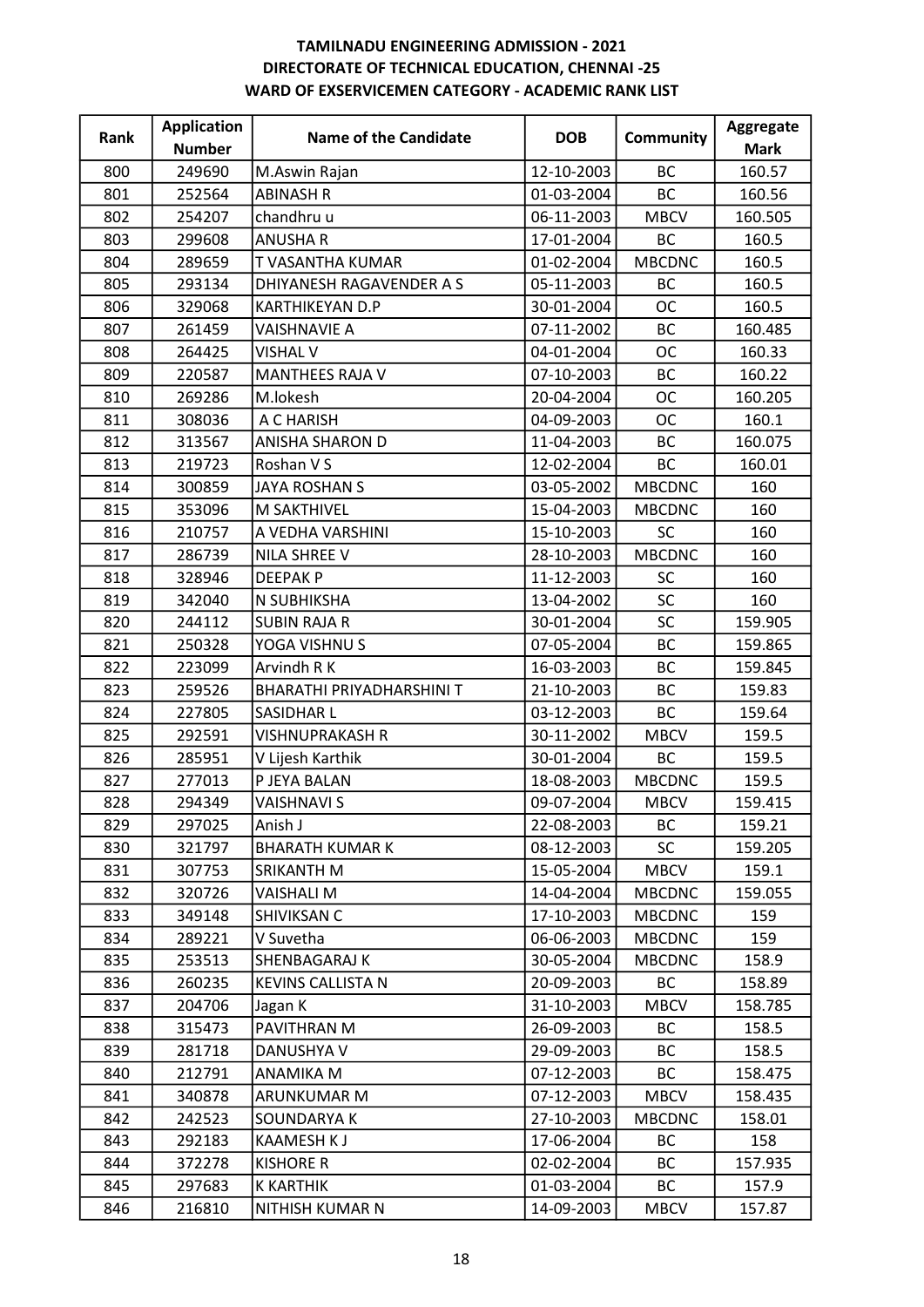**TAMILNADU ENGINEERING ADMISSION - 2021**
**DIRECTORATE OF TECHNICAL EDUCATION, CHENNAI -25**
**WARD OF EXSERVICEMEN CATEGORY - ACADEMIC RANK LIST**

| Rank | Application Number | Name of the Candidate | DOB | Community | Aggregate Mark |
|---|---|---|---|---|---|
| 800 | 249690 | M.Aswin Rajan | 12-10-2003 | BC | 160.57 |
| 801 | 252564 | ABINASH R | 01-03-2004 | BC | 160.56 |
| 802 | 254207 | chandhru u | 06-11-2003 | MBCV | 160.505 |
| 803 | 299608 | ANUSHA R | 17-01-2004 | BC | 160.5 |
| 804 | 289659 | T VASANTHA KUMAR | 01-02-2004 | MBCDNC | 160.5 |
| 805 | 293134 | DHIYANESH RAGAVENDER A S | 05-11-2003 | BC | 160.5 |
| 806 | 329068 | KARTHIKEYAN D.P | 30-01-2004 | OC | 160.5 |
| 807 | 261459 | VAISHNAVIE A | 07-11-2002 | BC | 160.485 |
| 808 | 264425 | VISHAL V | 04-01-2004 | OC | 160.33 |
| 809 | 220587 | MANTHEES RAJA V | 07-10-2003 | BC | 160.22 |
| 810 | 269286 | M.lokesh | 20-04-2004 | OC | 160.205 |
| 811 | 308036 | A C HARISH | 04-09-2003 | OC | 160.1 |
| 812 | 313567 | ANISHA SHARON D | 11-04-2003 | BC | 160.075 |
| 813 | 219723 | Roshan V S | 12-02-2004 | BC | 160.01 |
| 814 | 300859 | JAYA ROSHAN S | 03-05-2002 | MBCDNC | 160 |
| 815 | 353096 | M SAKTHIVEL | 15-04-2003 | MBCDNC | 160 |
| 816 | 210757 | A VEDHA VARSHINI | 15-10-2003 | SC | 160 |
| 817 | 286739 | NILA SHREE V | 28-10-2003 | MBCDNC | 160 |
| 818 | 328946 | DEEPAK P | 11-12-2003 | SC | 160 |
| 819 | 342040 | N SUBHIKSHA | 13-04-2002 | SC | 160 |
| 820 | 244112 | SUBIN RAJA R | 30-01-2004 | SC | 159.905 |
| 821 | 250328 | YOGA VISHNU S | 07-05-2004 | BC | 159.865 |
| 822 | 223099 | Arvindh R K | 16-03-2003 | BC | 159.845 |
| 823 | 259526 | BHARATHI PRIYADHARSHINI T | 21-10-2003 | BC | 159.83 |
| 824 | 227805 | SASIDHAR L | 03-12-2003 | BC | 159.64 |
| 825 | 292591 | VISHNUPRAKASH R | 30-11-2002 | MBCV | 159.5 |
| 826 | 285951 | V Lijesh Karthik | 30-01-2004 | BC | 159.5 |
| 827 | 277013 | P JEYA BALAN | 18-08-2003 | MBCDNC | 159.5 |
| 828 | 294349 | VAISHNAVI S | 09-07-2004 | MBCV | 159.415 |
| 829 | 297025 | Anish J | 22-08-2003 | BC | 159.21 |
| 830 | 321797 | BHARATH KUMAR K | 08-12-2003 | SC | 159.205 |
| 831 | 307753 | SRIKANTH M | 15-05-2004 | MBCV | 159.1 |
| 832 | 320726 | VAISHALI M | 14-04-2004 | MBCDNC | 159.055 |
| 833 | 349148 | SHIVIKSAN C | 17-10-2003 | MBCDNC | 159 |
| 834 | 289221 | V Suvetha | 06-06-2003 | MBCDNC | 159 |
| 835 | 253513 | SHENBAGARAJ K | 30-05-2004 | MBCDNC | 158.9 |
| 836 | 260235 | KEVINS CALLISTA N | 20-09-2003 | BC | 158.89 |
| 837 | 204706 | Jagan K | 31-10-2003 | MBCV | 158.785 |
| 838 | 315473 | PAVITHRAN M | 26-09-2003 | BC | 158.5 |
| 839 | 281718 | DANUSHYA V | 29-09-2003 | BC | 158.5 |
| 840 | 212791 | ANAMIKA M | 07-12-2003 | BC | 158.475 |
| 841 | 340878 | ARUNKUMAR M | 07-12-2003 | MBCV | 158.435 |
| 842 | 242523 | SOUNDARYA K | 27-10-2003 | MBCDNC | 158.01 |
| 843 | 292183 | KAAMESH K J | 17-06-2004 | BC | 158 |
| 844 | 372278 | KISHORE R | 02-02-2004 | BC | 157.935 |
| 845 | 297683 | K KARTHIK | 01-03-2004 | BC | 157.9 |
| 846 | 216810 | NITHISH KUMAR N | 14-09-2003 | MBCV | 157.87 |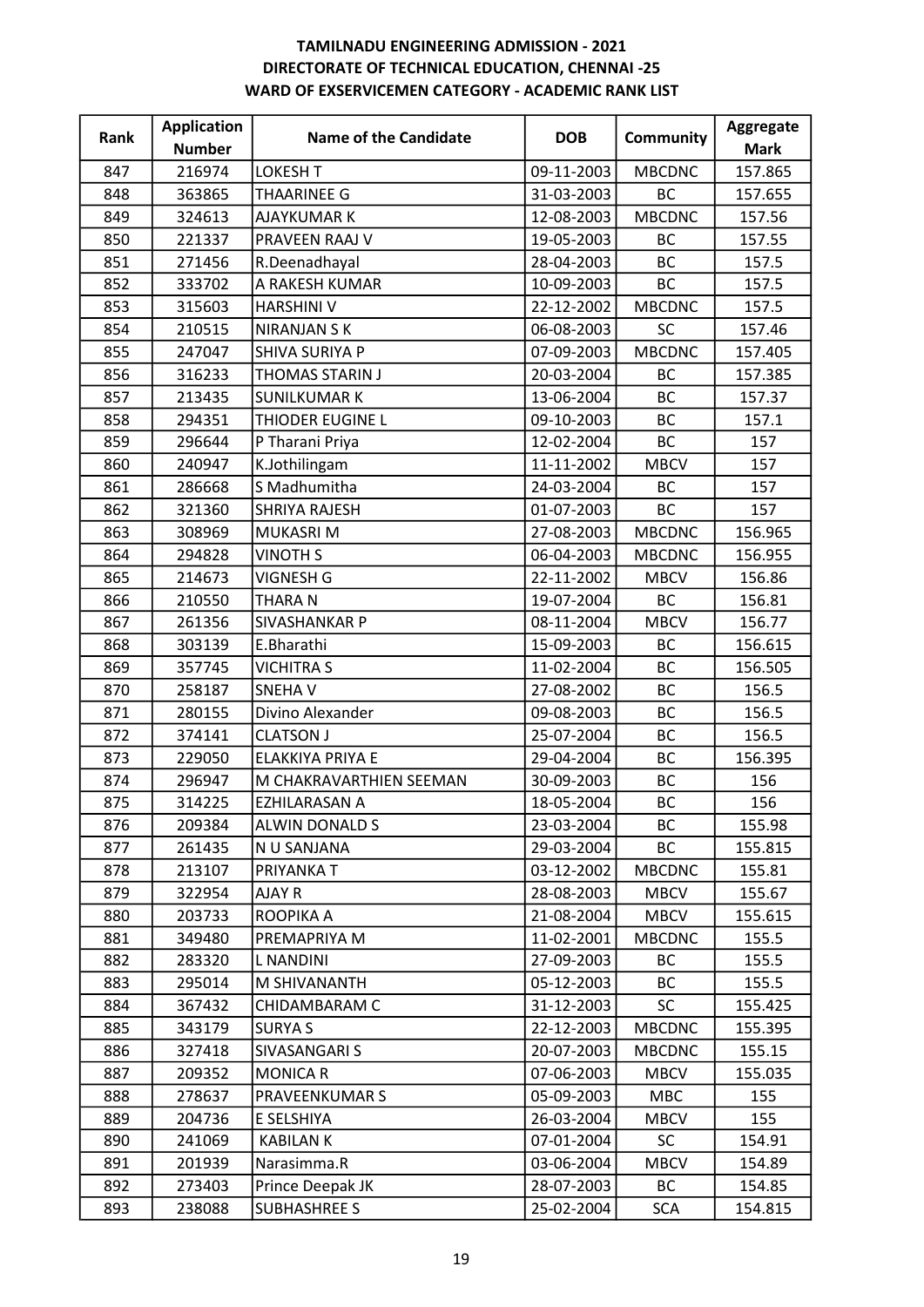# TAMILNADU ENGINEERING ADMISSION - 2021
## DIRECTORATE OF TECHNICAL EDUCATION, CHENNAI -25
### WARD OF EXSERVICEMEN CATEGORY - ACADEMIC RANK LIST

| Rank | Application Number | Name of the Candidate | DOB | Community | Aggregate Mark |
|---|---|---|---|---|---|
| 847 | 216974 | LOKESH T | 09-11-2003 | MBCDNC | 157.865 |
| 848 | 363865 | THAARINEE G | 31-03-2003 | BC | 157.655 |
| 849 | 324613 | AJAYKUMAR K | 12-08-2003 | MBCDNC | 157.56 |
| 850 | 221337 | PRAVEEN RAAJ V | 19-05-2003 | BC | 157.55 |
| 851 | 271456 | R.Deenadhayal | 28-04-2003 | BC | 157.5 |
| 852 | 333702 | A RAKESH KUMAR | 10-09-2003 | BC | 157.5 |
| 853 | 315603 | HARSHINI V | 22-12-2002 | MBCDNC | 157.5 |
| 854 | 210515 | NIRANJAN S K | 06-08-2003 | SC | 157.46 |
| 855 | 247047 | SHIVA SURIYA P | 07-09-2003 | MBCDNC | 157.405 |
| 856 | 316233 | THOMAS STARIN J | 20-03-2004 | BC | 157.385 |
| 857 | 213435 | SUNILKUMAR K | 13-06-2004 | BC | 157.37 |
| 858 | 294351 | THIODER EUGINE L | 09-10-2003 | BC | 157.1 |
| 859 | 296644 | P Tharani Priya | 12-02-2004 | BC | 157 |
| 860 | 240947 | K.Jothilingam | 11-11-2002 | MBCV | 157 |
| 861 | 286668 | S Madhumitha | 24-03-2004 | BC | 157 |
| 862 | 321360 | SHRIYA RAJESH | 01-07-2003 | BC | 157 |
| 863 | 308969 | MUKASRI M | 27-08-2003 | MBCDNC | 156.965 |
| 864 | 294828 | VINOTH S | 06-04-2003 | MBCDNC | 156.955 |
| 865 | 214673 | VIGNESH G | 22-11-2002 | MBCV | 156.86 |
| 866 | 210550 | THARA N | 19-07-2004 | BC | 156.81 |
| 867 | 261356 | SIVASHANKAR P | 08-11-2004 | MBCV | 156.77 |
| 868 | 303139 | E.Bharathi | 15-09-2003 | BC | 156.615 |
| 869 | 357745 | VICHITRA S | 11-02-2004 | BC | 156.505 |
| 870 | 258187 | SNEHA V | 27-08-2002 | BC | 156.5 |
| 871 | 280155 | Divino Alexander | 09-08-2003 | BC | 156.5 |
| 872 | 374141 | CLATSON J | 25-07-2004 | BC | 156.5 |
| 873 | 229050 | ELAKKIYA PRIYA E | 29-04-2004 | BC | 156.395 |
| 874 | 296947 | M CHAKRAVARTHIEN SEEMAN | 30-09-2003 | BC | 156 |
| 875 | 314225 | EZHILARASAN A | 18-05-2004 | BC | 156 |
| 876 | 209384 | ALWIN DONALD S | 23-03-2004 | BC | 155.98 |
| 877 | 261435 | N U SANJANA | 29-03-2004 | BC | 155.815 |
| 878 | 213107 | PRIYANKA T | 03-12-2002 | MBCDNC | 155.81 |
| 879 | 322954 | AJAY R | 28-08-2003 | MBCV | 155.67 |
| 880 | 203733 | ROOPIKA A | 21-08-2004 | MBCV | 155.615 |
| 881 | 349480 | PREMAPRIYA M | 11-02-2001 | MBCDNC | 155.5 |
| 882 | 283320 | L NANDINI | 27-09-2003 | BC | 155.5 |
| 883 | 295014 | M SHIVANANTH | 05-12-2003 | BC | 155.5 |
| 884 | 367432 | CHIDAMBARAM C | 31-12-2003 | SC | 155.425 |
| 885 | 343179 | SURYA S | 22-12-2003 | MBCDNC | 155.395 |
| 886 | 327418 | SIVASANGARI S | 20-07-2003 | MBCDNC | 155.15 |
| 887 | 209352 | MONICA R | 07-06-2003 | MBCV | 155.035 |
| 888 | 278637 | PRAVEENKUMAR S | 05-09-2003 | MBC | 155 |
| 889 | 204736 | E SELSHIYA | 26-03-2004 | MBCV | 155 |
| 890 | 241069 | KABILAN K | 07-01-2004 | SC | 154.91 |
| 891 | 201939 | Narasimma.R | 03-06-2004 | MBCV | 154.89 |
| 892 | 273403 | Prince Deepak JK | 28-07-2003 | BC | 154.85 |
| 893 | 238088 | SUBHASHREE S | 25-02-2004 | SCA | 154.815 |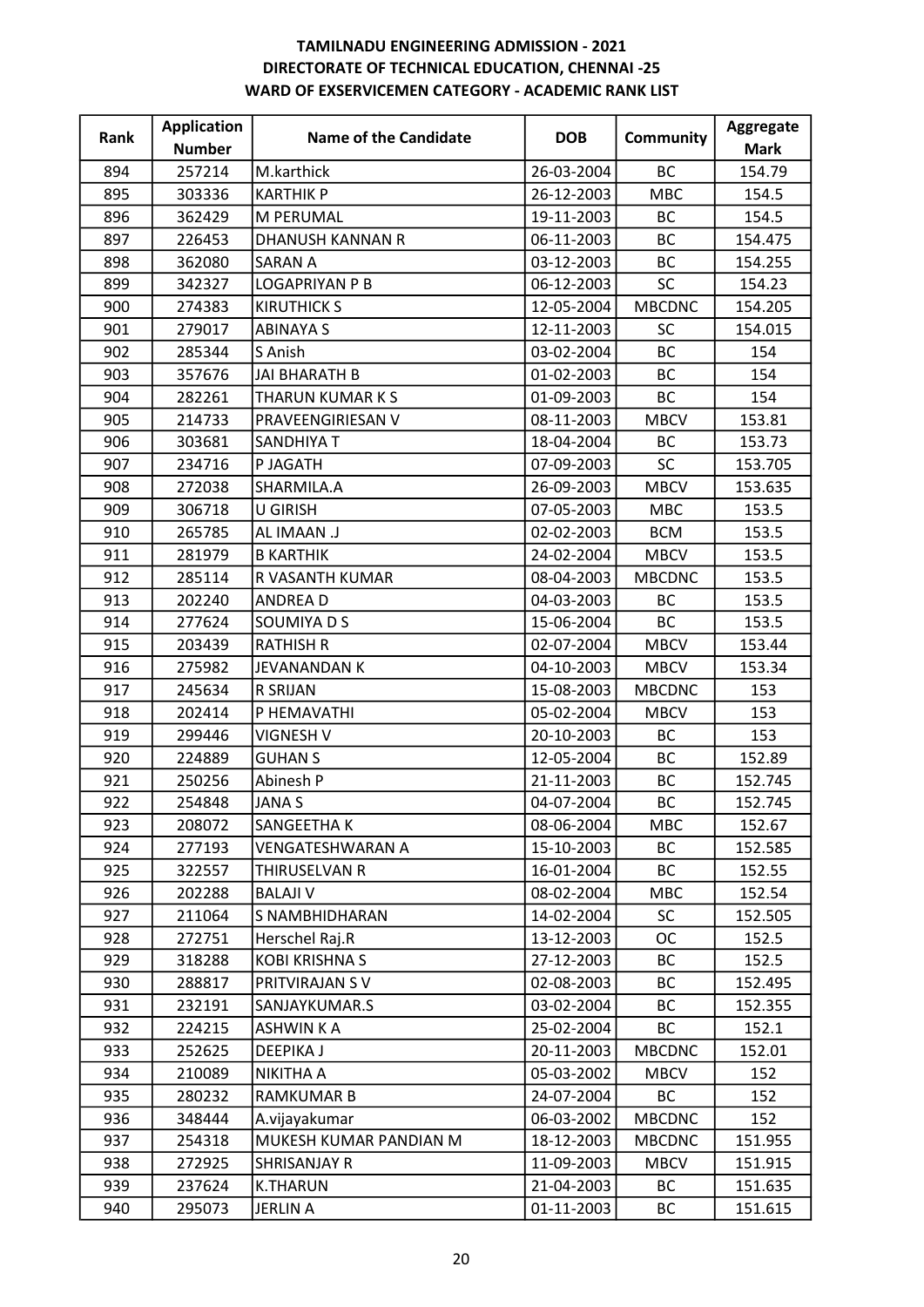**TAMILNADU ENGINEERING ADMISSION - 2021**
**DIRECTORATE OF TECHNICAL EDUCATION, CHENNAI -25**
**WARD OF EXSERVICEMEN CATEGORY - ACADEMIC RANK LIST**

| Rank | Application Number | Name of the Candidate | DOB | Community | Aggregate Mark |
|---|---|---|---|---|---|
| 894 | 257214 | M.karthick | 26-03-2004 | BC | 154.79 |
| 895 | 303336 | KARTHIK P | 26-12-2003 | MBC | 154.5 |
| 896 | 362429 | M PERUMAL | 19-11-2003 | BC | 154.5 |
| 897 | 226453 | DHANUSH KANNAN R | 06-11-2003 | BC | 154.475 |
| 898 | 362080 | SARAN A | 03-12-2003 | BC | 154.255 |
| 899 | 342327 | LOGAPRIYAN P B | 06-12-2003 | SC | 154.23 |
| 900 | 274383 | KIRUTHICK S | 12-05-2004 | MBCDNC | 154.205 |
| 901 | 279017 | ABINAYA S | 12-11-2003 | SC | 154.015 |
| 902 | 285344 | S Anish | 03-02-2004 | BC | 154 |
| 903 | 357676 | JAI BHARATH B | 01-02-2003 | BC | 154 |
| 904 | 282261 | THARUN KUMAR K S | 01-09-2003 | BC | 154 |
| 905 | 214733 | PRAVEENGIRIESAN V | 08-11-2003 | MBCV | 153.81 |
| 906 | 303681 | SANDHIYA T | 18-04-2004 | BC | 153.73 |
| 907 | 234716 | P JAGATH | 07-09-2003 | SC | 153.705 |
| 908 | 272038 | SHARMILA.A | 26-09-2003 | MBCV | 153.635 |
| 909 | 306718 | U GIRISH | 07-05-2003 | MBC | 153.5 |
| 910 | 265785 | AL IMAAN .J | 02-02-2003 | BCM | 153.5 |
| 911 | 281979 | B KARTHIK | 24-02-2004 | MBCV | 153.5 |
| 912 | 285114 | R VASANTH KUMAR | 08-04-2003 | MBCDNC | 153.5 |
| 913 | 202240 | ANDREA D | 04-03-2003 | BC | 153.5 |
| 914 | 277624 | SOUMIYA D S | 15-06-2004 | BC | 153.5 |
| 915 | 203439 | RATHISH R | 02-07-2004 | MBCV | 153.44 |
| 916 | 275982 | JEVANANDAN K | 04-10-2003 | MBCV | 153.34 |
| 917 | 245634 | R SRIJAN | 15-08-2003 | MBCDNC | 153 |
| 918 | 202414 | P HEMAVATHI | 05-02-2004 | MBCV | 153 |
| 919 | 299446 | VIGNESH V | 20-10-2003 | BC | 153 |
| 920 | 224889 | GUHAN S | 12-05-2004 | BC | 152.89 |
| 921 | 250256 | Abinesh P | 21-11-2003 | BC | 152.745 |
| 922 | 254848 | JANA S | 04-07-2004 | BC | 152.745 |
| 923 | 208072 | SANGEETHA K | 08-06-2004 | MBC | 152.67 |
| 924 | 277193 | VENGATESHWARAN A | 15-10-2003 | BC | 152.585 |
| 925 | 322557 | THIRUSELVAN R | 16-01-2004 | BC | 152.55 |
| 926 | 202288 | BALAJI V | 08-02-2004 | MBC | 152.54 |
| 927 | 211064 | S NAMBHIDHARAN | 14-02-2004 | SC | 152.505 |
| 928 | 272751 | Herschel Raj.R | 13-12-2003 | OC | 152.5 |
| 929 | 318288 | KOBI KRISHNA S | 27-12-2003 | BC | 152.5 |
| 930 | 288817 | PRITVIRAJAN S V | 02-08-2003 | BC | 152.495 |
| 931 | 232191 | SANJAYKUMAR.S | 03-02-2004 | BC | 152.355 |
| 932 | 224215 | ASHWIN K A | 25-02-2004 | BC | 152.1 |
| 933 | 252625 | DEEPIKA J | 20-11-2003 | MBCDNC | 152.01 |
| 934 | 210089 | NIKITHA A | 05-03-2002 | MBCV | 152 |
| 935 | 280232 | RAMKUMAR B | 24-07-2004 | BC | 152 |
| 936 | 348444 | A.vijayakumar | 06-03-2002 | MBCDNC | 152 |
| 937 | 254318 | MUKESH KUMAR PANDIAN M | 18-12-2003 | MBCDNC | 151.955 |
| 938 | 272925 | SHRISANJAY R | 11-09-2003 | MBCV | 151.915 |
| 939 | 237624 | K.THARUN | 21-04-2003 | BC | 151.635 |
| 940 | 295073 | JERLIN A | 01-11-2003 | BC | 151.615 |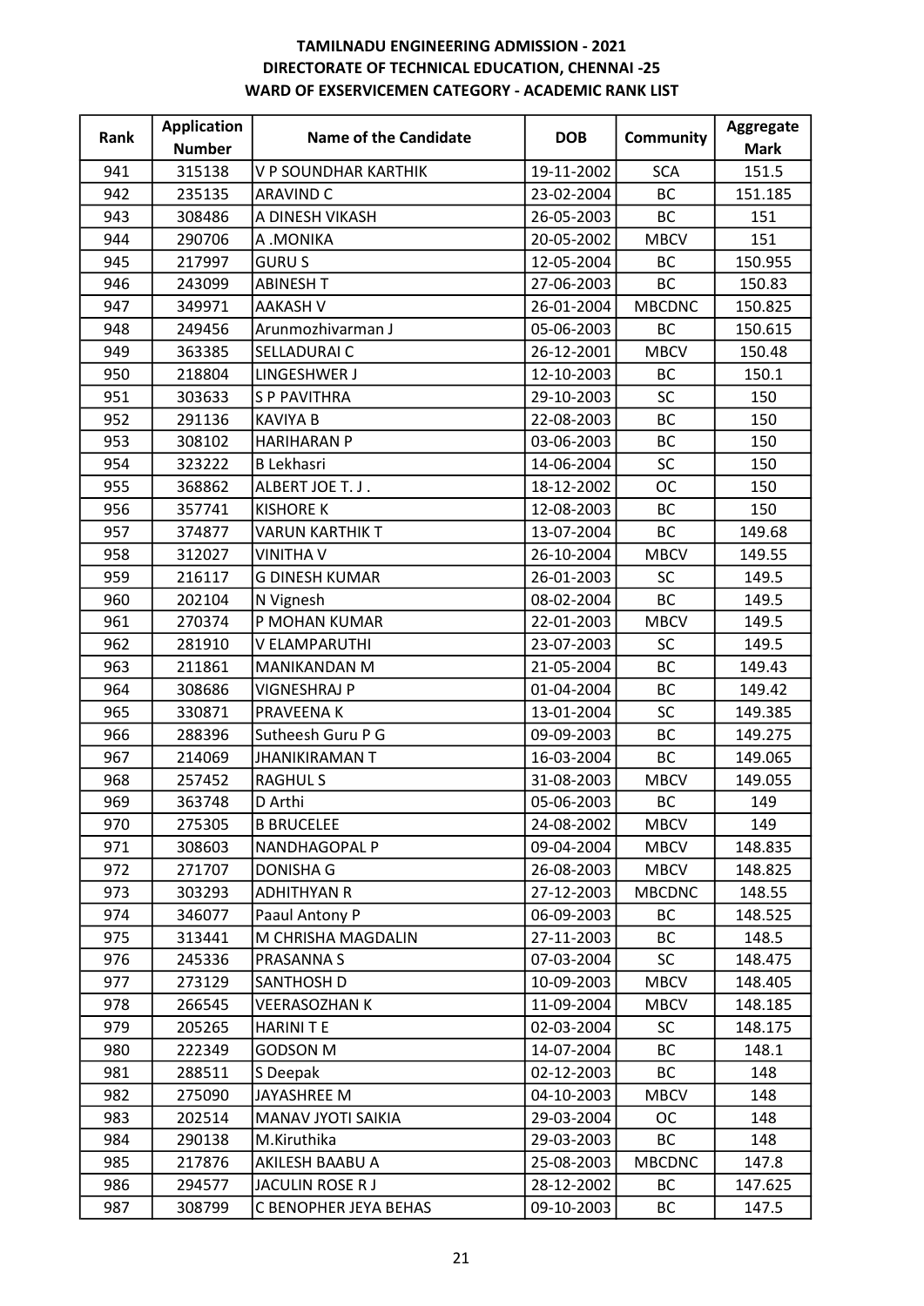**TAMILNADU ENGINEERING ADMISSION - 2021**
**DIRECTORATE OF TECHNICAL EDUCATION, CHENNAI -25**
**WARD OF EXSERVICEMEN CATEGORY - ACADEMIC RANK LIST**

| Rank | Application Number | Name of the Candidate | DOB | Community | Aggregate Mark |
|---|---|---|---|---|---|
| 941 | 315138 | V P SOUNDHAR KARTHIK | 19-11-2002 | SCA | 151.5 |
| 942 | 235135 | ARAVIND C | 23-02-2004 | BC | 151.185 |
| 943 | 308486 | A DINESH VIKASH | 26-05-2003 | BC | 151 |
| 944 | 290706 | A .MONIKA | 20-05-2002 | MBCV | 151 |
| 945 | 217997 | GURU S | 12-05-2004 | BC | 150.955 |
| 946 | 243099 | ABINESH T | 27-06-2003 | BC | 150.83 |
| 947 | 349971 | AAKASH V | 26-01-2004 | MBCDNC | 150.825 |
| 948 | 249456 | Arunmozhivarman J | 05-06-2003 | BC | 150.615 |
| 949 | 363385 | SELLADURAI C | 26-12-2001 | MBCV | 150.48 |
| 950 | 218804 | LINGESHWER J | 12-10-2003 | BC | 150.1 |
| 951 | 303633 | S P PAVITHRA | 29-10-2003 | SC | 150 |
| 952 | 291136 | KAVIYA B | 22-08-2003 | BC | 150 |
| 953 | 308102 | HARIHARAN P | 03-06-2003 | BC | 150 |
| 954 | 323222 | B Lekhasri | 14-06-2004 | SC | 150 |
| 955 | 368862 | ALBERT JOE T. J . | 18-12-2002 | OC | 150 |
| 956 | 357741 | KISHORE K | 12-08-2003 | BC | 150 |
| 957 | 374877 | VARUN KARTHIK T | 13-07-2004 | BC | 149.68 |
| 958 | 312027 | VINITHA V | 26-10-2004 | MBCV | 149.55 |
| 959 | 216117 | G DINESH KUMAR | 26-01-2003 | SC | 149.5 |
| 960 | 202104 | N Vignesh | 08-02-2004 | BC | 149.5 |
| 961 | 270374 | P MOHAN KUMAR | 22-01-2003 | MBCV | 149.5 |
| 962 | 281910 | V ELAMPARUTHI | 23-07-2003 | SC | 149.5 |
| 963 | 211861 | MANIKANDAN M | 21-05-2004 | BC | 149.43 |
| 964 | 308686 | VIGNESHRAJ P | 01-04-2004 | BC | 149.42 |
| 965 | 330871 | PRAVEENA K | 13-01-2004 | SC | 149.385 |
| 966 | 288396 | Sutheesh Guru P G | 09-09-2003 | BC | 149.275 |
| 967 | 214069 | JHANIKIRAMAN T | 16-03-2004 | BC | 149.065 |
| 968 | 257452 | RAGHUL S | 31-08-2003 | MBCV | 149.055 |
| 969 | 363748 | D Arthi | 05-06-2003 | BC | 149 |
| 970 | 275305 | B BRUCELEE | 24-08-2002 | MBCV | 149 |
| 971 | 308603 | NANDHAGOPAL P | 09-04-2004 | MBCV | 148.835 |
| 972 | 271707 | DONISHA G | 26-08-2003 | MBCV | 148.825 |
| 973 | 303293 | ADHITHYAN R | 27-12-2003 | MBCDNC | 148.55 |
| 974 | 346077 | Paaul Antony P | 06-09-2003 | BC | 148.525 |
| 975 | 313441 | M CHRISHA MAGDALIN | 27-11-2003 | BC | 148.5 |
| 976 | 245336 | PRASANNA S | 07-03-2004 | SC | 148.475 |
| 977 | 273129 | SANTHOSH D | 10-09-2003 | MBCV | 148.405 |
| 978 | 266545 | VEERASOZHAN K | 11-09-2004 | MBCV | 148.185 |
| 979 | 205265 | HARINI T E | 02-03-2004 | SC | 148.175 |
| 980 | 222349 | GODSON M | 14-07-2004 | BC | 148.1 |
| 981 | 288511 | S Deepak | 02-12-2003 | BC | 148 |
| 982 | 275090 | JAYASHREE M | 04-10-2003 | MBCV | 148 |
| 983 | 202514 | MANAV JYOTI SAIKIA | 29-03-2004 | OC | 148 |
| 984 | 290138 | M.Kiruthika | 29-03-2003 | BC | 148 |
| 985 | 217876 | AKILESH BAABU A | 25-08-2003 | MBCDNC | 147.8 |
| 986 | 294577 | JACULIN ROSE R J | 28-12-2002 | BC | 147.625 |
| 987 | 308799 | C BENOPHER JEYA BEHAS | 09-10-2003 | BC | 147.5 |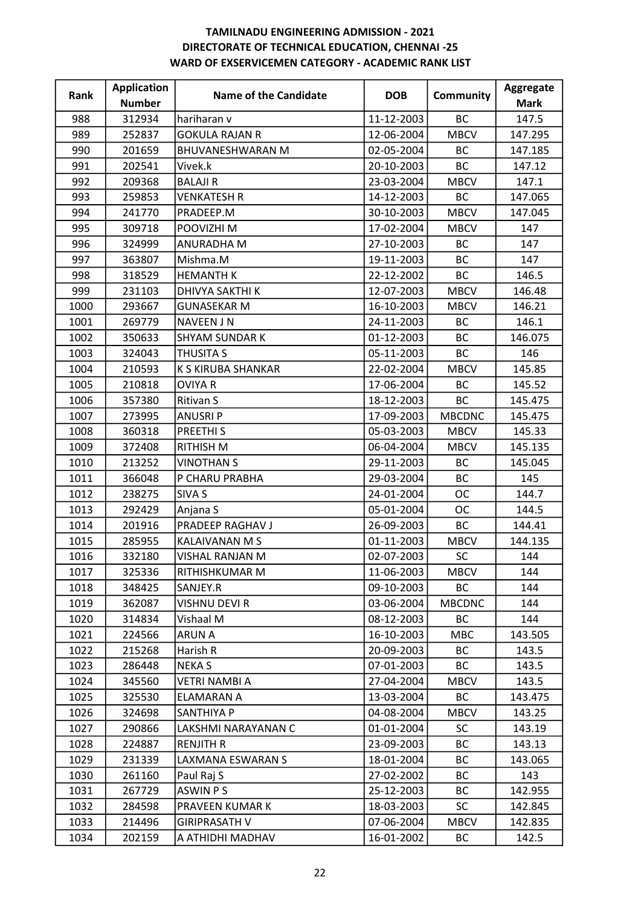**TAMILNADU ENGINEERING ADMISSION - 2021**
**DIRECTORATE OF TECHNICAL EDUCATION, CHENNAI -25**
**WARD OF EXSERVICEMEN CATEGORY - ACADEMIC RANK LIST**

| Rank | Application Number | Name of the Candidate | DOB | Community | Aggregate Mark |
|---|---|---|---|---|---|
| 988 | 312934 | hariharan v | 11-12-2003 | BC | 147.5 |
| 989 | 252837 | GOKULA RAJAN R | 12-06-2004 | MBCV | 147.295 |
| 990 | 201659 | BHUVANESHWARAN M | 02-05-2004 | BC | 147.185 |
| 991 | 202541 | Vivek.k | 20-10-2003 | BC | 147.12 |
| 992 | 209368 | BALAJI R | 23-03-2004 | MBCV | 147.1 |
| 993 | 259853 | VENKATESH R | 14-12-2003 | BC | 147.065 |
| 994 | 241770 | PRADEEP.M | 30-10-2003 | MBCV | 147.045 |
| 995 | 309718 | POOVIZHI M | 17-02-2004 | MBCV | 147 |
| 996 | 324999 | ANURADHA M | 27-10-2003 | BC | 147 |
| 997 | 363807 | Mishma.M | 19-11-2003 | BC | 147 |
| 998 | 318529 | HEMANTH K | 22-12-2002 | BC | 146.5 |
| 999 | 231103 | DHIVYA SAKTHI K | 12-07-2003 | MBCV | 146.48 |
| 1000 | 293667 | GUNASEKAR M | 16-10-2003 | MBCV | 146.21 |
| 1001 | 269779 | NAVEEN J N | 24-11-2003 | BC | 146.1 |
| 1002 | 350633 | SHYAM SUNDAR K | 01-12-2003 | BC | 146.075 |
| 1003 | 324043 | THUSITA S | 05-11-2003 | BC | 146 |
| 1004 | 210593 | K S KIRUBA SHANKAR | 22-02-2004 | MBCV | 145.85 |
| 1005 | 210818 | OVIYA R | 17-06-2004 | BC | 145.52 |
| 1006 | 357380 | Ritivan S | 18-12-2003 | BC | 145.475 |
| 1007 | 273995 | ANUSRI P | 17-09-2003 | MBCDNC | 145.475 |
| 1008 | 360318 | PREETHI S | 05-03-2003 | MBCV | 145.33 |
| 1009 | 372408 | RITHISH M | 06-04-2004 | MBCV | 145.135 |
| 1010 | 213252 | VINOTHAN S | 29-11-2003 | BC | 145.045 |
| 1011 | 366048 | P CHARU PRABHA | 29-03-2004 | BC | 145 |
| 1012 | 238275 | SIVA S | 24-01-2004 | OC | 144.7 |
| 1013 | 292429 | Anjana S | 05-01-2004 | OC | 144.5 |
| 1014 | 201916 | PRADEEP RAGHAV J | 26-09-2003 | BC | 144.41 |
| 1015 | 285955 | KALAIVANAN M S | 01-11-2003 | MBCV | 144.135 |
| 1016 | 332180 | VISHAL RANJAN M | 02-07-2003 | SC | 144 |
| 1017 | 325336 | RITHISHKUMAR M | 11-06-2003 | MBCV | 144 |
| 1018 | 348425 | SANJEY.R | 09-10-2003 | BC | 144 |
| 1019 | 362087 | VISHNU DEVI R | 03-06-2004 | MBCDNC | 144 |
| 1020 | 314834 | Vishaal M | 08-12-2003 | BC | 144 |
| 1021 | 224566 | ARUN A | 16-10-2003 | MBC | 143.505 |
| 1022 | 215268 | Harish R | 20-09-2003 | BC | 143.5 |
| 1023 | 286448 | NEKA S | 07-01-2003 | BC | 143.5 |
| 1024 | 345560 | VETRI NAMBI A | 27-04-2004 | MBCV | 143.5 |
| 1025 | 325530 | ELAMARAN A | 13-03-2004 | BC | 143.475 |
| 1026 | 324698 | SANTHIYA P | 04-08-2004 | MBCV | 143.25 |
| 1027 | 290866 | LAKSHMI NARAYANAN C | 01-01-2004 | SC | 143.19 |
| 1028 | 224887 | RENJITH R | 23-09-2003 | BC | 143.13 |
| 1029 | 231339 | LAXMANA ESWARAN S | 18-01-2004 | BC | 143.065 |
| 1030 | 261160 | Paul Raj S | 27-02-2002 | BC | 143 |
| 1031 | 267729 | ASWIN P S | 25-12-2003 | BC | 142.955 |
| 1032 | 284598 | PRAVEEN KUMAR K | 18-03-2003 | SC | 142.845 |
| 1033 | 214496 | GIRIPRASATH V | 07-06-2004 | MBCV | 142.835 |
| 1034 | 202159 | A ATHIDHI MADHAV | 16-01-2002 | BC | 142.5 |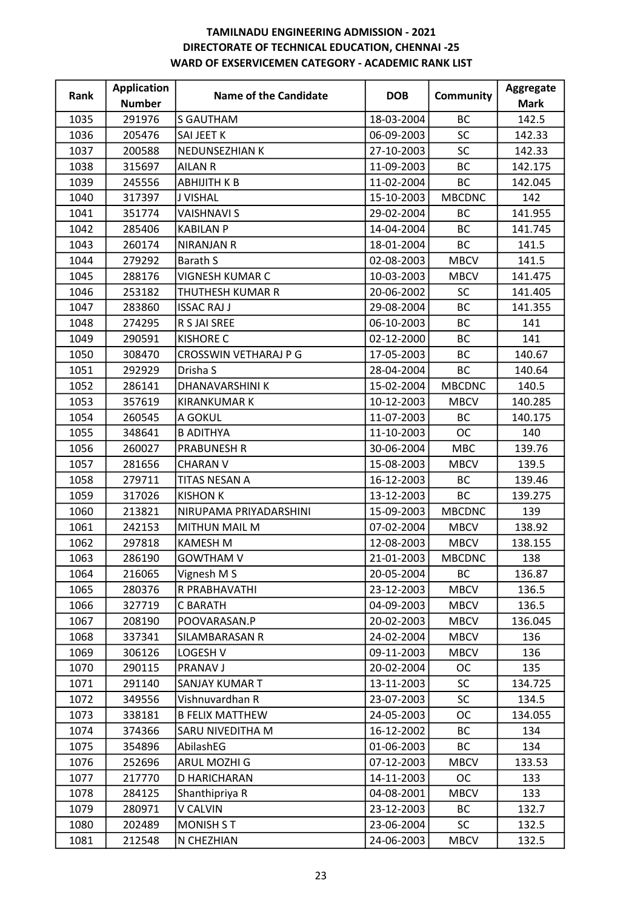**TAMILNADU ENGINEERING ADMISSION - 2021**
**DIRECTORATE OF TECHNICAL EDUCATION, CHENNAI -25**
**WARD OF EXSERVICEMEN CATEGORY - ACADEMIC RANK LIST**

| Rank | Application Number | Name of the Candidate | DOB | Community | Aggregate Mark |
|---|---|---|---|---|---|
| 1035 | 291976 | S GAUTHAM | 18-03-2004 | BC | 142.5 |
| 1036 | 205476 | SAI JEET K | 06-09-2003 | SC | 142.33 |
| 1037 | 200588 | NEDUNSEZHIAN K | 27-10-2003 | SC | 142.33 |
| 1038 | 315697 | AILAN R | 11-09-2003 | BC | 142.175 |
| 1039 | 245556 | ABHIJITH K B | 11-02-2004 | BC | 142.045 |
| 1040 | 317397 | J VISHAL | 15-10-2003 | MBCDNC | 142 |
| 1041 | 351774 | VAISHNAVI S | 29-02-2004 | BC | 141.955 |
| 1042 | 285406 | KABILAN P | 14-04-2004 | BC | 141.745 |
| 1043 | 260174 | NIRANJAN R | 18-01-2004 | BC | 141.5 |
| 1044 | 279292 | Barath S | 02-08-2003 | MBCV | 141.5 |
| 1045 | 288176 | VIGNESH KUMAR C | 10-03-2003 | MBCV | 141.475 |
| 1046 | 253182 | THUTHESH KUMAR R | 20-06-2002 | SC | 141.405 |
| 1047 | 283860 | ISSAC RAJ J | 29-08-2004 | BC | 141.355 |
| 1048 | 274295 | R S JAI SREE | 06-10-2003 | BC | 141 |
| 1049 | 290591 | KISHORE C | 02-12-2000 | BC | 141 |
| 1050 | 308470 | CROSSWIN VETHARAJ P G | 17-05-2003 | BC | 140.67 |
| 1051 | 292929 | Drisha S | 28-04-2004 | BC | 140.64 |
| 1052 | 286141 | DHANAVARSHINI K | 15-02-2004 | MBCDNC | 140.5 |
| 1053 | 357619 | KIRANKUMAR K | 10-12-2003 | MBCV | 140.285 |
| 1054 | 260545 | A GOKUL | 11-07-2003 | BC | 140.175 |
| 1055 | 348641 | B ADITHYA | 11-10-2003 | OC | 140 |
| 1056 | 260027 | PRABUNESH R | 30-06-2004 | MBC | 139.76 |
| 1057 | 281656 | CHARAN V | 15-08-2003 | MBCV | 139.5 |
| 1058 | 279711 | TITAS NESAN A | 16-12-2003 | BC | 139.46 |
| 1059 | 317026 | KISHON K | 13-12-2003 | BC | 139.275 |
| 1060 | 213821 | NIRUPAMA PRIYADARSHINI | 15-09-2003 | MBCDNC | 139 |
| 1061 | 242153 | MITHUN MAIL M | 07-02-2004 | MBCV | 138.92 |
| 1062 | 297818 | KAMESH M | 12-08-2003 | MBCV | 138.155 |
| 1063 | 286190 | GOWTHAM V | 21-01-2003 | MBCDNC | 138 |
| 1064 | 216065 | Vignesh M S | 20-05-2004 | BC | 136.87 |
| 1065 | 280376 | R PRABHAVATHI | 23-12-2003 | MBCV | 136.5 |
| 1066 | 327719 | C BARATH | 04-09-2003 | MBCV | 136.5 |
| 1067 | 208190 | POOVARASAN.P | 20-02-2003 | MBCV | 136.045 |
| 1068 | 337341 | SILAMBARASAN R | 24-02-2004 | MBCV | 136 |
| 1069 | 306126 | LOGESH V | 09-11-2003 | MBCV | 136 |
| 1070 | 290115 | PRANAV J | 20-02-2004 | OC | 135 |
| 1071 | 291140 | SANJAY KUMAR T | 13-11-2003 | SC | 134.725 |
| 1072 | 349556 | Vishnuvardhan R | 23-07-2003 | SC | 134.5 |
| 1073 | 338181 | B FELIX MATTHEW | 24-05-2003 | OC | 134.055 |
| 1074 | 374366 | SARU NIVEDITHA M | 16-12-2002 | BC | 134 |
| 1075 | 354896 | AbilashEG | 01-06-2003 | BC | 134 |
| 1076 | 252696 | ARUL MOZHI G | 07-12-2003 | MBCV | 133.53 |
| 1077 | 217770 | D HARICHARAN | 14-11-2003 | OC | 133 |
| 1078 | 284125 | Shanthipriya R | 04-08-2001 | MBCV | 133 |
| 1079 | 280971 | V CALVIN | 23-12-2003 | BC | 132.7 |
| 1080 | 202489 | MONISH S T | 23-06-2004 | SC | 132.5 |
| 1081 | 212548 | N CHEZHIAN | 24-06-2003 | MBCV | 132.5 |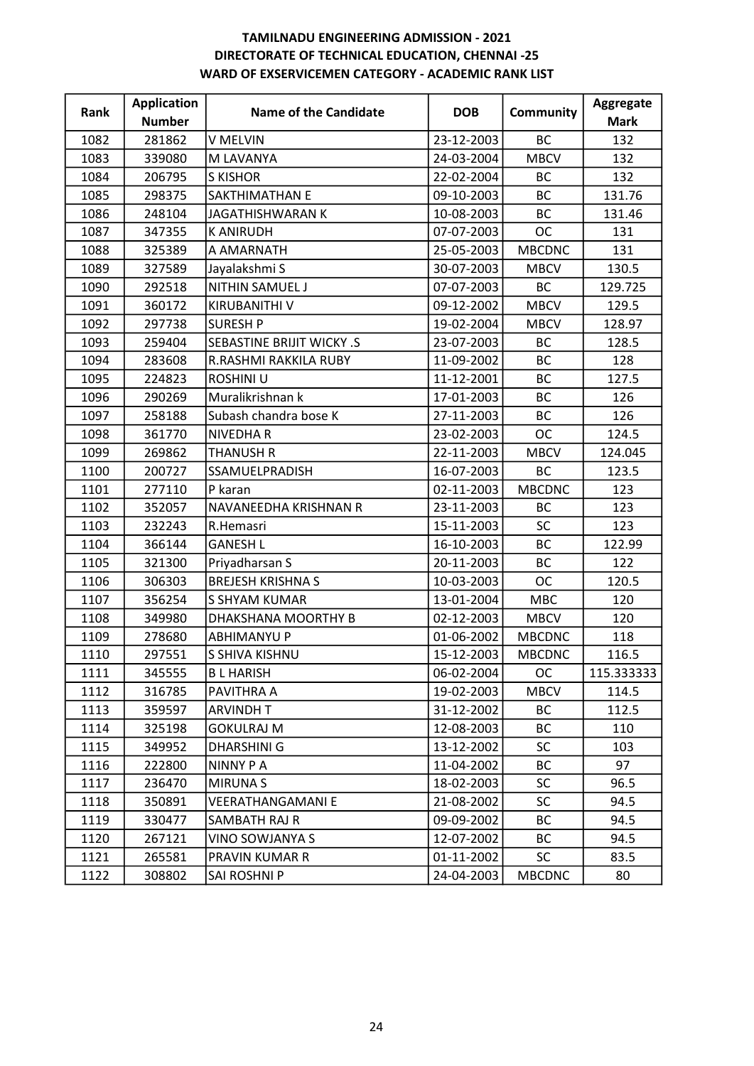**TAMILNADU ENGINEERING ADMISSION - 2021**
**DIRECTORATE OF TECHNICAL EDUCATION, CHENNAI -25**
**WARD OF EXSERVICEMEN CATEGORY - ACADEMIC RANK LIST**

| Rank | Application Number | Name of the Candidate | DOB | Community | Aggregate Mark |
|---|---|---|---|---|---|
| 1082 | 281862 | V MELVIN | 23-12-2003 | BC | 132 |
| 1083 | 339080 | M LAVANYA | 24-03-2004 | MBCV | 132 |
| 1084 | 206795 | S KISHOR | 22-02-2004 | BC | 132 |
| 1085 | 298375 | SAKTHIMATHAN E | 09-10-2003 | BC | 131.76 |
| 1086 | 248104 | JAGATHISHWARAN K | 10-08-2003 | BC | 131.46 |
| 1087 | 347355 | K ANIRUDH | 07-07-2003 | OC | 131 |
| 1088 | 325389 | A AMARNATH | 25-05-2003 | MBCDNC | 131 |
| 1089 | 327589 | Jayalakshmi S | 30-07-2003 | MBCV | 130.5 |
| 1090 | 292518 | NITHIN SAMUEL J | 07-07-2003 | BC | 129.725 |
| 1091 | 360172 | KIRUBANITHI V | 09-12-2002 | MBCV | 129.5 |
| 1092 | 297738 | SURESH P | 19-02-2004 | MBCV | 128.97 |
| 1093 | 259404 | SEBASTINE BRIJIT WICKY .S | 23-07-2003 | BC | 128.5 |
| 1094 | 283608 | R.RASHMI RAKKILA RUBY | 11-09-2002 | BC | 128 |
| 1095 | 224823 | ROSHINI U | 11-12-2001 | BC | 127.5 |
| 1096 | 290269 | Muralikrishnan k | 17-01-2003 | BC | 126 |
| 1097 | 258188 | Subash chandra bose K | 27-11-2003 | BC | 126 |
| 1098 | 361770 | NIVEDHA R | 23-02-2003 | OC | 124.5 |
| 1099 | 269862 | THANUSH R | 22-11-2003 | MBCV | 124.045 |
| 1100 | 200727 | SSAMUELPRADISH | 16-07-2003 | BC | 123.5 |
| 1101 | 277110 | P karan | 02-11-2003 | MBCDNC | 123 |
| 1102 | 352057 | NAVANEEDHA KRISHNAN R | 23-11-2003 | BC | 123 |
| 1103 | 232243 | R.Hemasri | 15-11-2003 | SC | 123 |
| 1104 | 366144 | GANESH L | 16-10-2003 | BC | 122.99 |
| 1105 | 321300 | Priyadharsan S | 20-11-2003 | BC | 122 |
| 1106 | 306303 | BREJESH KRISHNA S | 10-03-2003 | OC | 120.5 |
| 1107 | 356254 | S SHYAM KUMAR | 13-01-2004 | MBC | 120 |
| 1108 | 349980 | DHAKSHANA MOORTHY B | 02-12-2003 | MBCV | 120 |
| 1109 | 278680 | ABHIMANYU P | 01-06-2002 | MBCDNC | 118 |
| 1110 | 297551 | S SHIVA KISHNU | 15-12-2003 | MBCDNC | 116.5 |
| 1111 | 345555 | B L HARISH | 06-02-2004 | OC | 115.333333 |
| 1112 | 316785 | PAVITHRA A | 19-02-2003 | MBCV | 114.5 |
| 1113 | 359597 | ARVINDH T | 31-12-2002 | BC | 112.5 |
| 1114 | 325198 | GOKULRAJ M | 12-08-2003 | BC | 110 |
| 1115 | 349952 | DHARSHINI G | 13-12-2002 | SC | 103 |
| 1116 | 222800 | NINNY P A | 11-04-2002 | BC | 97 |
| 1117 | 236470 | MIRUNA S | 18-02-2003 | SC | 96.5 |
| 1118 | 350891 | VEERATHANGAMANI E | 21-08-2002 | SC | 94.5 |
| 1119 | 330477 | SAMBATH RAJ R | 09-09-2002 | BC | 94.5 |
| 1120 | 267121 | VINO SOWJANYA S | 12-07-2002 | BC | 94.5 |
| 1121 | 265581 | PRAVIN KUMAR R | 01-11-2002 | SC | 83.5 |
| 1122 | 308802 | SAI ROSHNI P | 24-04-2003 | MBCDNC | 80 |